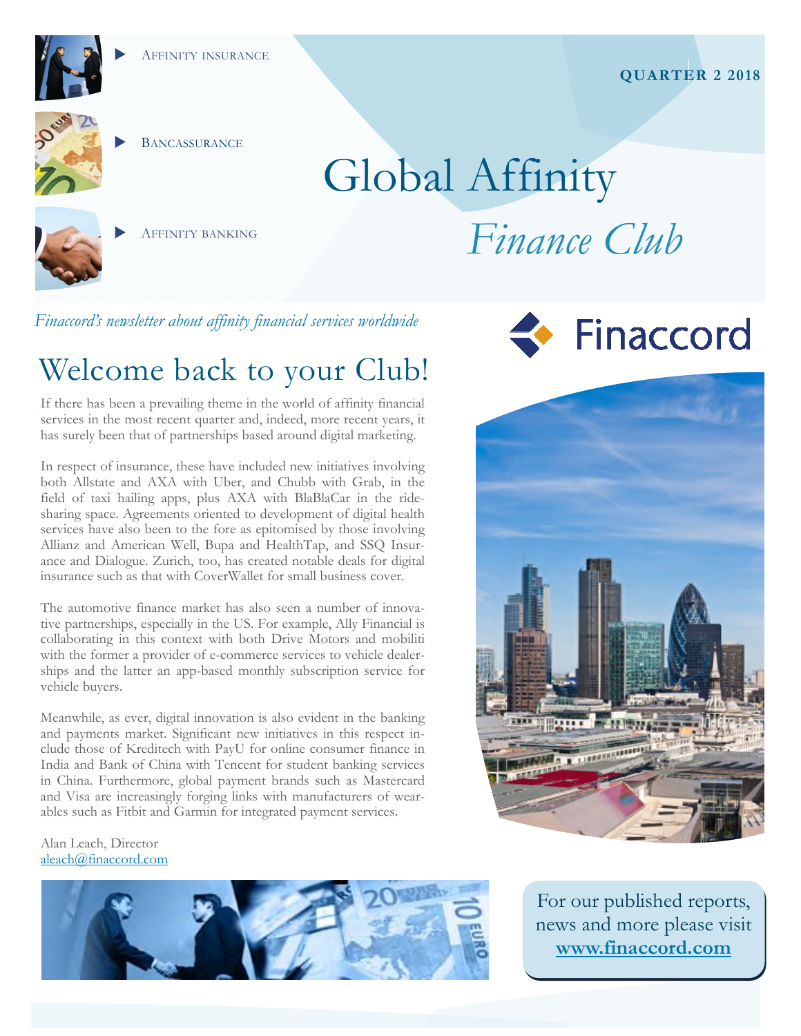Affinity insurance

Bancassurance

Affinity banking

**QUARTER 2 2018**

# Global Affinity *Finance Club*

*Finaccord's newsletter about affinity financial services worldwide*

Finaccord

## Welcome back to your Club!

If there has been a prevailing theme in the world of affinity financial services in the most recent quarter and, indeed, more recent years, it has surely been that of partnerships based around digital marketing.

In respect of insurance, these have included new initiatives involving both Allstate and AXA with Uber, and Chubb with Grab, in the field of taxi hailing apps, plus AXA with BlaBlaCar in the ride-sharing space. Agreements oriented to development of digital health services have also been to the fore as epitomised by those involving Allianz and American Well, Bupa and HealthTap, and SSQ Insurance and Dialogue. Zurich, too, has created notable deals for digital insurance such as that with CoverWallet for small business cover.

The automotive finance market has also seen a number of innovative partnerships, especially in the US. For example, Ally Financial is collaborating in this context with both Drive Motors and mobiliti with the former a provider of e-commerce services to vehicle dealerships and the latter an app-based monthly subscription service for vehicle buyers.

Meanwhile, as ever, digital innovation is also evident in the banking and payments market. Significant new initiatives in this respect include those of Kreditech with PayU for online consumer finance in India and Bank of China with Tencent for student banking services in China. Furthermore, global payment brands such as Mastercard and Visa are increasingly forging links with manufacturers of wearables such as Fitbit and Garmin for integrated payment services.

Alan Leach, Director
aleach@finaccord.com

For our published reports, news and more please visit **www.finaccord.com**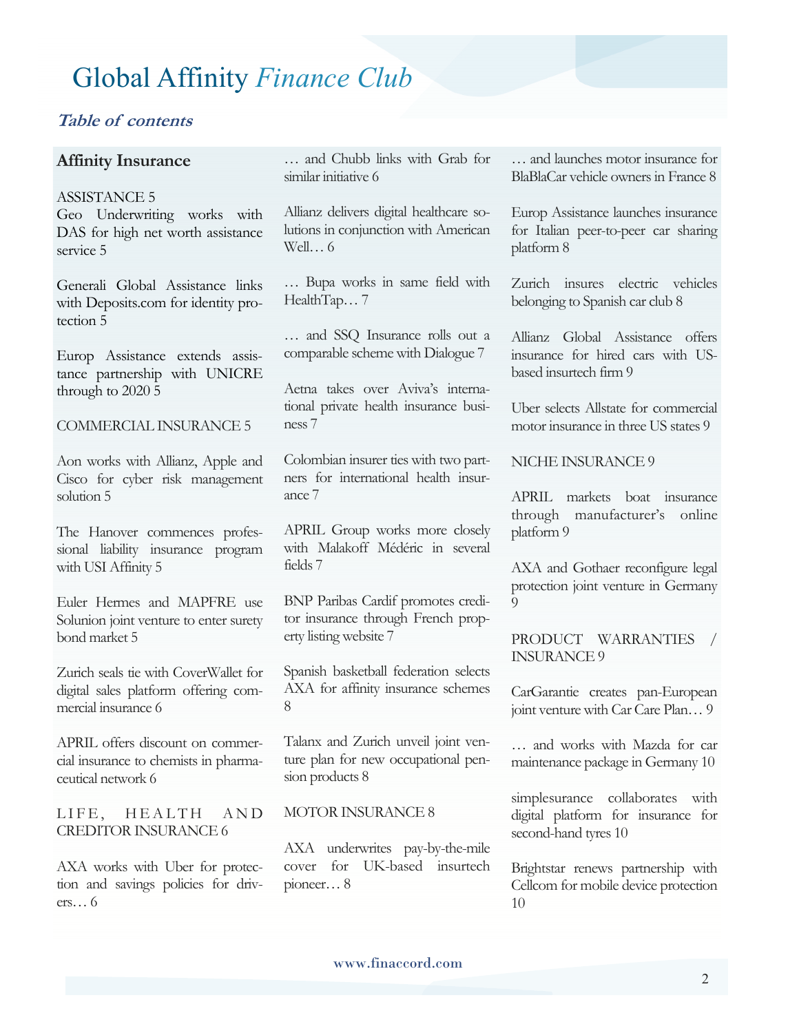# Global Affinity *Finance Club*

### *Table of contents*

**Affinity Insurance**

ASSISTANCE 5

Geo Underwriting works with DAS for high net worth assistance service 5

Generali Global Assistance links with Deposits.com for identity protection 5

Europ Assistance extends assistance partnership with UNICRE through to 2020 5

COMMERCIAL INSURANCE 5

Aon works with Allianz, Apple and Cisco for cyber risk management solution 5

The Hanover commences professional liability insurance program with USI Affinity 5

Euler Hermes and MAPFRE use Solunion joint venture to enter surety bond market 5

Zurich seals tie with CoverWallet for digital sales platform offering commercial insurance 6

APRIL offers discount on commercial insurance to chemists in pharmaceutical network 6

LIFE, HEALTH AND CREDITOR INSURANCE 6

AXA works with Uber for protection and savings policies for drivers… 6

… and Chubb links with Grab for similar initiative 6

Allianz delivers digital healthcare solutions in conjunction with American Well… 6

… Bupa works in same field with HealthTap… 7

… and SSQ Insurance rolls out a comparable scheme with Dialogue 7

Aetna takes over Aviva's international private health insurance business 7

Colombian insurer ties with two partners for international health insurance 7

APRIL Group works more closely with Malakoff Médéric in several fields 7

BNP Paribas Cardif promotes creditor insurance through French property listing website 7

Spanish basketball federation selects AXA for affinity insurance schemes 8

Talanx and Zurich unveil joint venture plan for new occupational pension products 8

MOTOR INSURANCE 8

AXA underwrites pay-by-the-mile cover for UK-based insurtech pioneer… 8

… and launches motor insurance for BlaBlaCar vehicle owners in France 8

Europ Assistance launches insurance for Italian peer-to-peer car sharing platform 8

Zurich insures electric vehicles belonging to Spanish car club 8

Allianz Global Assistance offers insurance for hired cars with US-based insurtech firm 9

Uber selects Allstate for commercial motor insurance in three US states 9

NICHE INSURANCE 9

APRIL markets boat insurance through manufacturer's online platform 9

AXA and Gothaer reconfigure legal protection joint venture in Germany 9

PRODUCT WARRANTIES / INSURANCE 9

CarGarantie creates pan-European joint venture with Car Care Plan… 9

… and works with Mazda for car maintenance package in Germany 10

simplesurance collaborates with digital platform for insurance for second-hand tyres 10

Brightstar renews partnership with Cellcom for mobile device protection 10

www.finaccord.com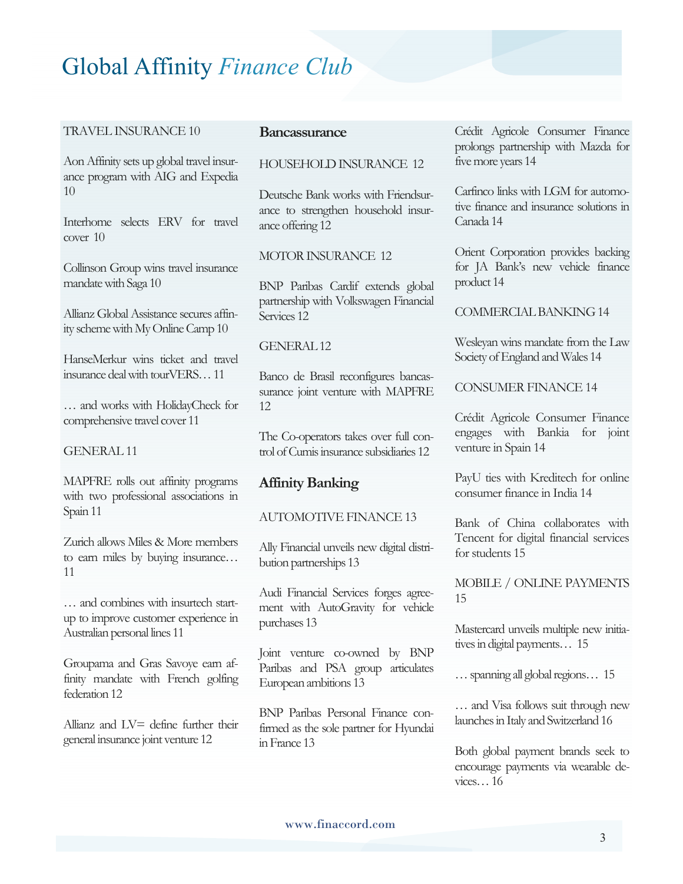TRAVEL INSURANCE 10

Aon Affinity sets up global travel insurance program with AIG and Expedia 10

Interhome selects ERV for travel cover 10

Collinson Group wins travel insurance mandate with Saga 10

Allianz Global Assistance secures affinity scheme with My Online Camp 10

HanseMerkur wins ticket and travel insurance deal with tourVERS… 11

… and works with HolidayCheck for comprehensive travel cover 11

GENERAL 11

MAPFRE rolls out affinity programs with two professional associations in Spain 11

Zurich allows Miles & More members to earn miles by buying insurance… 11

… and combines with insurtech start-up to improve customer experience in Australian personal lines 11

Groupama and Gras Savoye earn affinity mandate with French golfing federation 12

Allianz and LV= define further their general insurance joint venture 12

## Bancassurance

HOUSEHOLD INSURANCE 12

Deutsche Bank works with Friendsurance to strengthen household insurance offering 12

MOTOR INSURANCE 12

BNP Paribas Cardif extends global partnership with Volkswagen Financial Services 12

GENERAL 12

Banco de Brasil reconfigures bancassurance joint venture with MAPFRE 12

The Co-operators takes over full control of Cumis insurance subsidiaries 12

## Affinity Banking

AUTOMOTIVE FINANCE 13

Ally Financial unveils new digital distribution partnerships 13

Audi Financial Services forges agreement with AutoGravity for vehicle purchases 13

Joint venture co-owned by BNP Paribas and PSA group articulates European ambitions 13

BNP Paribas Personal Finance confirmed as the sole partner for Hyundai in France 13

Crédit Agricole Consumer Finance prolongs partnership with Mazda for five more years 14

Carfinco links with LGM for automotive finance and insurance solutions in Canada 14

Orient Corporation provides backing for JA Bank's new vehicle finance product 14

COMMERCIAL BANKING 14

Wesleyan wins mandate from the Law Society of England and Wales 14

CONSUMER FINANCE 14

Crédit Agricole Consumer Finance engages with Bankia for joint venture in Spain 14

PayU ties with Kreditech for online consumer finance in India 14

Bank of China collaborates with Tencent for digital financial services for students 15

MOBILE / ONLINE PAYMENTS 15

Mastercard unveils multiple new initiatives in digital payments… 15

… spanning all global regions… 15

… and Visa follows suit through new launches in Italy and Switzerland 16

Both global payment brands seek to encourage payments via wearable devices… 16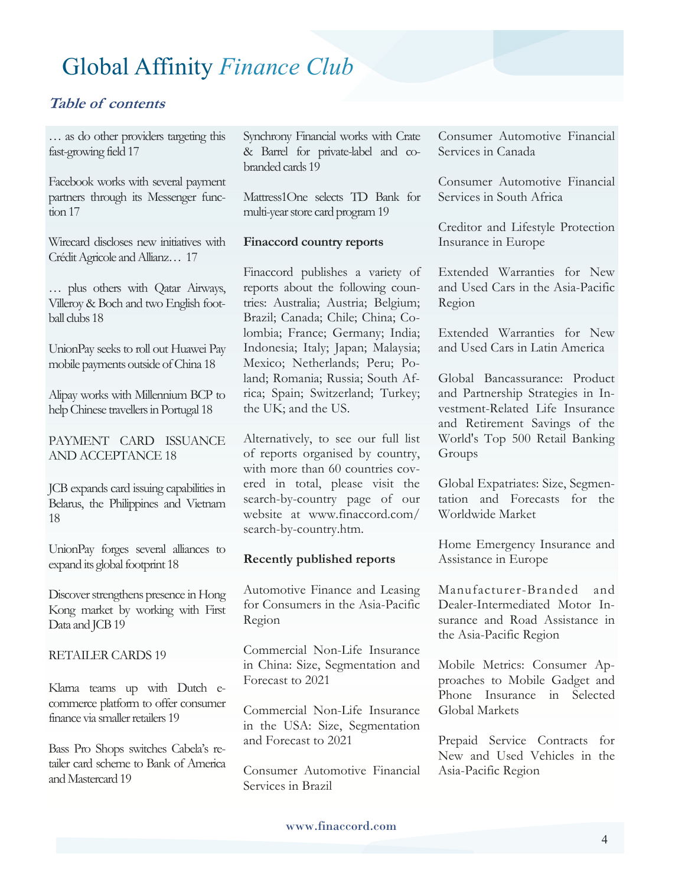# Global Affinity *Finance Club*

## *Table of contents*

… as do other providers targeting this fast-growing field 17

Facebook works with several payment partners through its Messenger function 17

Wirecard discloses new initiatives with Crédit Agricole and Allianz… 17

… plus others with Qatar Airways, Villeroy & Boch and two English football clubs 18

UnionPay seeks to roll out Huawei Pay mobile payments outside of China 18

Alipay works with Millennium BCP to help Chinese travellers in Portugal 18

PAYMENT CARD ISSUANCE AND ACCEPTANCE 18

JCB expands card issuing capabilities in Belarus, the Philippines and Vietnam 18

UnionPay forges several alliances to expand its global footprint 18

Discover strengthens presence in Hong Kong market by working with First Data and JCB 19

RETAILER CARDS 19

Klarna teams up with Dutch e-commerce platform to offer consumer finance via smaller retailers 19

Bass Pro Shops switches Cabela's retailer card scheme to Bank of America and Mastercard 19

Synchrony Financial works with Crate & Barrel for private-label and co-branded cards 19

Mattress1One selects TD Bank for multi-year store card program 19

**Finaccord country reports**

Finaccord publishes a variety of reports about the following countries: Australia; Austria; Belgium; Brazil; Canada; Chile; China; Colombia; France; Germany; India; Indonesia; Italy; Japan; Malaysia; Mexico; Netherlands; Peru; Poland; Romania; Russia; South Africa; Spain; Switzerland; Turkey; the UK; and the US.

Alternatively, to see our full list of reports organised by country, with more than 60 countries covered in total, please visit the search-by-country page of our website at www.finaccord.com/search-by-country.htm.

**Recently published reports**

Automotive Finance and Leasing for Consumers in the Asia-Pacific Region

Commercial Non-Life Insurance in China: Size, Segmentation and Forecast to 2021

Commercial Non-Life Insurance in the USA: Size, Segmentation and Forecast to 2021

Consumer Automotive Financial Services in Brazil

Consumer Automotive Financial Services in Canada

Consumer Automotive Financial Services in South Africa

Creditor and Lifestyle Protection Insurance in Europe

Extended Warranties for New and Used Cars in the Asia-Pacific Region

Extended Warranties for New and Used Cars in Latin America

Global Bancassurance: Product and Partnership Strategies in Investment-Related Life Insurance and Retirement Savings of the World's Top 500 Retail Banking Groups

Global Expatriates: Size, Segmentation and Forecasts for the Worldwide Market

Home Emergency Insurance and Assistance in Europe

Manufacturer-Branded and Dealer-Intermediated Motor Insurance and Road Assistance in the Asia-Pacific Region

Mobile Metrics: Consumer Approaches to Mobile Gadget and Phone Insurance in Selected Global Markets

Prepaid Service Contracts for New and Used Vehicles in the Asia-Pacific Region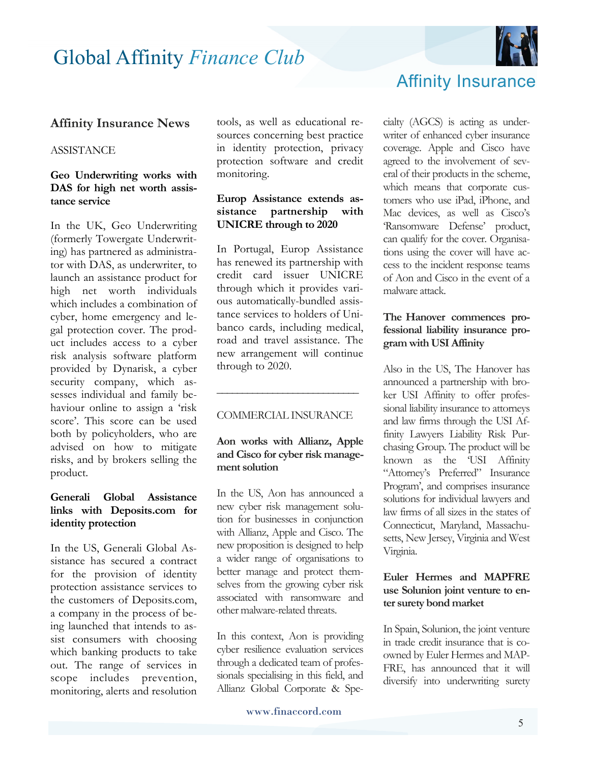## Affinity Insurance News

ASSISTANCE

**Geo Underwriting works with DAS for high net worth assistance service**

In the UK, Geo Underwriting (formerly Towergate Underwriting) has partnered as administrator with DAS, as underwriter, to launch an assistance product for high net worth individuals which includes a combination of cyber, home emergency and legal protection cover. The product includes access to a cyber risk analysis software platform provided by Dynarisk, a cyber security company, which assesses individual and family behaviour online to assign a 'risk score'. This score can be used both by policyholders, who are advised on how to mitigate risks, and by brokers selling the product.

**Generali Global Assistance links with Deposits.com for identity protection**

In the US, Generali Global Assistance has secured a contract for the provision of identity protection assistance services to the customers of Deposits.com, a company in the process of being launched that intends to assist consumers with choosing which banking products to take out. The range of services in scope includes prevention, monitoring, alerts and resolution tools, as well as educational resources concerning best practice in identity protection, privacy protection software and credit monitoring.

**Europ Assistance extends assistance partnership with UNICRE through to 2020**

In Portugal, Europ Assistance has renewed its partnership with credit card issuer UNICRE through which it provides various automatically-bundled assistance services to holders of Unibanco cards, including medical, road and travel assistance. The new arrangement will continue through to 2020.

---

COMMERCIAL INSURANCE

**Aon works with Allianz, Apple and Cisco for cyber risk management solution**

In the US, Aon has announced a new cyber risk management solution for businesses in conjunction with Allianz, Apple and Cisco. The new proposition is designed to help a wider range of organisations to better manage and protect themselves from the growing cyber risk associated with ransomware and other malware-related threats.

In this context, Aon is providing cyber resilience evaluation services through a dedicated team of professionals specialising in this field, and Allianz Global Corporate & Specialty (AGCS) is acting as underwriter of enhanced cyber insurance coverage. Apple and Cisco have agreed to the involvement of several of their products in the scheme, which means that corporate customers who use iPad, iPhone, and Mac devices, as well as Cisco's 'Ransomware Defense' product, can qualify for the cover. Organisations using the cover will have access to the incident response teams of Aon and Cisco in the event of a malware attack.

**The Hanover commences professional liability insurance program with USI Affinity**

Also in the US, The Hanover has announced a partnership with broker USI Affinity to offer professional liability insurance to attorneys and law firms through the USI Affinity Lawyers Liability Risk Purchasing Group. The product will be known as the 'USI Affinity "Attorney's Preferred" Insurance Program', and comprises insurance solutions for individual lawyers and law firms of all sizes in the states of Connecticut, Maryland, Massachusetts, New Jersey, Virginia and West Virginia.

**Euler Hermes and MAPFRE use Solunion joint venture to enter surety bond market**

In Spain, Solunion, the joint venture in trade credit insurance that is co-owned by Euler Hermes and MAPFRE, has announced that it will diversify into underwriting surety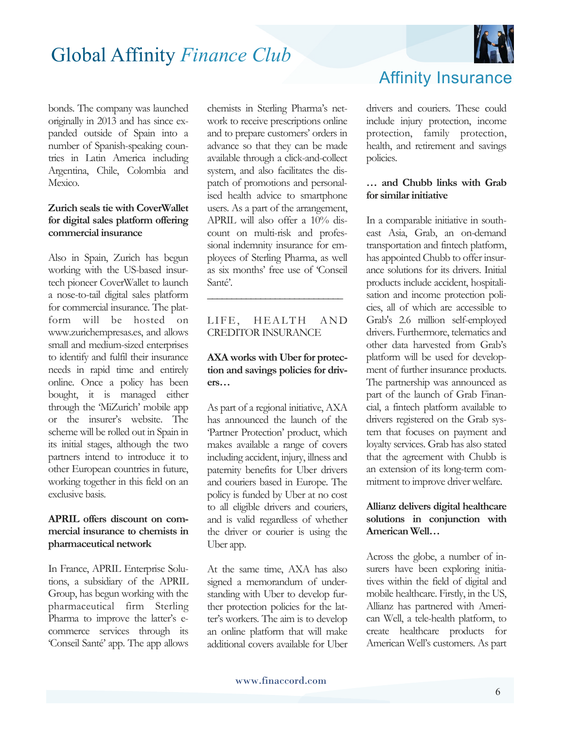bonds. The company was launched originally in 2013 and has since expanded outside of Spain into a number of Spanish-speaking countries in Latin America including Argentina, Chile, Colombia and Mexico.

**Zurich seals tie with CoverWallet for digital sales platform offering commercial insurance**

Also in Spain, Zurich has begun working with the US-based insurtech pioneer CoverWallet to launch a nose-to-tail digital sales platform for commercial insurance. The platform will be hosted on www.zurichempresas.es, and allows small and medium-sized enterprises to identify and fulfil their insurance needs in rapid time and entirely online. Once a policy has been bought, it is managed either through the 'MiZurich' mobile app or the insurer's website. The scheme will be rolled out in Spain in its initial stages, although the two partners intend to introduce it to other European countries in future, working together in this field on an exclusive basis.

**APRIL offers discount on commercial insurance to chemists in pharmaceutical network**

In France, APRIL Enterprise Solutions, a subsidiary of the APRIL Group, has begun working with the pharmaceutical firm Sterling Pharma to improve the latter's e-commerce services through its 'Conseil Santé' app. The app allows chemists in Sterling Pharma's network to receive prescriptions online and to prepare customers' orders in advance so that they can be made available through a click-and-collect system, and also facilitates the dispatch of promotions and personalised health advice to smartphone users. As a part of the arrangement, APRIL will also offer a 10% discount on multi-risk and professional indemnity insurance for employees of Sterling Pharma, as well as six months' free use of 'Conseil Santé'.

---

## LIFE, HEALTH AND CREDITOR INSURANCE

**AXA works with Uber for protection and savings policies for drivers…**

As part of a regional initiative, AXA has announced the launch of the 'Partner Protection' product, which makes available a range of covers including accident, injury, illness and paternity benefits for Uber drivers and couriers based in Europe. The policy is funded by Uber at no cost to all eligible drivers and couriers, and is valid regardless of whether the driver or courier is using the Uber app.

At the same time, AXA has also signed a memorandum of understanding with Uber to develop further protection policies for the latter's workers. The aim is to develop an online platform that will make additional covers available for Uber drivers and couriers. These could include injury protection, income protection, family protection, health, and retirement and savings policies.

**… and Chubb links with Grab for similar initiative**

In a comparable initiative in south-east Asia, Grab, an on-demand transportation and fintech platform, has appointed Chubb to offer insurance solutions for its drivers. Initial products include accident, hospitalisation and income protection policies, all of which are accessible to Grab's 2.6 million self-employed drivers. Furthermore, telematics and other data harvested from Grab's platform will be used for development of further insurance products. The partnership was announced as part of the launch of Grab Financial, a fintech platform available to drivers registered on the Grab system that focuses on payment and loyalty services. Grab has also stated that the agreement with Chubb is an extension of its long-term commitment to improve driver welfare.

**Allianz delivers digital healthcare solutions in conjunction with American Well…**

Across the globe, a number of insurers have been exploring initiatives within the field of digital and mobile healthcare. Firstly, in the US, Allianz has partnered with American Well, a tele-health platform, to create healthcare products for American Well's customers. As part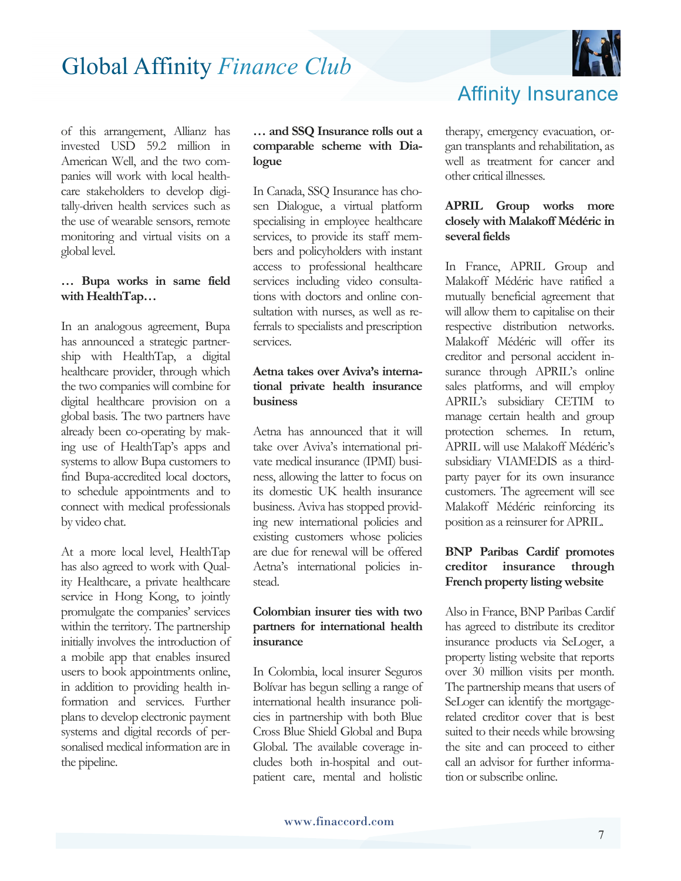of this arrangement, Allianz has invested USD 59.2 million in American Well, and the two companies will work with local healthcare stakeholders to develop digitally-driven health services such as the use of wearable sensors, remote monitoring and virtual visits on a global level.

**… Bupa works in same field with HealthTap…**

In an analogous agreement, Bupa has announced a strategic partnership with HealthTap, a digital healthcare provider, through which the two companies will combine for digital healthcare provision on a global basis. The two partners have already been co-operating by making use of HealthTap's apps and systems to allow Bupa customers to find Bupa-accredited local doctors, to schedule appointments and to connect with medical professionals by video chat.

At a more local level, HealthTap has also agreed to work with Quality Healthcare, a private healthcare service in Hong Kong, to jointly promulgate the companies' services within the territory. The partnership initially involves the introduction of a mobile app that enables insured users to book appointments online, in addition to providing health information and services. Further plans to develop electronic payment systems and digital records of personalised medical information are in the pipeline.

**… and SSQ Insurance rolls out a comparable scheme with Dialogue**

In Canada, SSQ Insurance has chosen Dialogue, a virtual platform specialising in employee healthcare services, to provide its staff members and policyholders with instant access to professional healthcare services including video consultations with doctors and online consultation with nurses, as well as referrals to specialists and prescription services.

**Aetna takes over Aviva's international private health insurance business**

Aetna has announced that it will take over Aviva's international private medical insurance (IPMI) business, allowing the latter to focus on its domestic UK health insurance business. Aviva has stopped providing new international policies and existing customers whose policies are due for renewal will be offered Aetna's international policies instead.

**Colombian insurer ties with two partners for international health insurance**

In Colombia, local insurer Seguros Bolívar has begun selling a range of international health insurance policies in partnership with both Blue Cross Blue Shield Global and Bupa Global. The available coverage includes both in-hospital and outpatient care, mental and holistic therapy, emergency evacuation, organ transplants and rehabilitation, as well as treatment for cancer and other critical illnesses.

**APRIL Group works more closely with Malakoff Médéric in several fields**

In France, APRIL Group and Malakoff Médéric have ratified a mutually beneficial agreement that will allow them to capitalise on their respective distribution networks. Malakoff Médéric will offer its creditor and personal accident insurance through APRIL's online sales platforms, and will employ APRIL's subsidiary CETIM to manage certain health and group protection schemes. In return, APRIL will use Malakoff Médéric's subsidiary VIAMEDIS as a third-party payer for its own insurance customers. The agreement will see Malakoff Médéric reinforcing its position as a reinsurer for APRIL.

**BNP Paribas Cardif promotes creditor insurance through French property listing website**

Also in France, BNP Paribas Cardif has agreed to distribute its creditor insurance products via SeLoger, a property listing website that reports over 30 million visits per month. The partnership means that users of SeLoger can identify the mortgage-related creditor cover that is best suited to their needs while browsing the site and can proceed to either call an advisor for further information or subscribe online.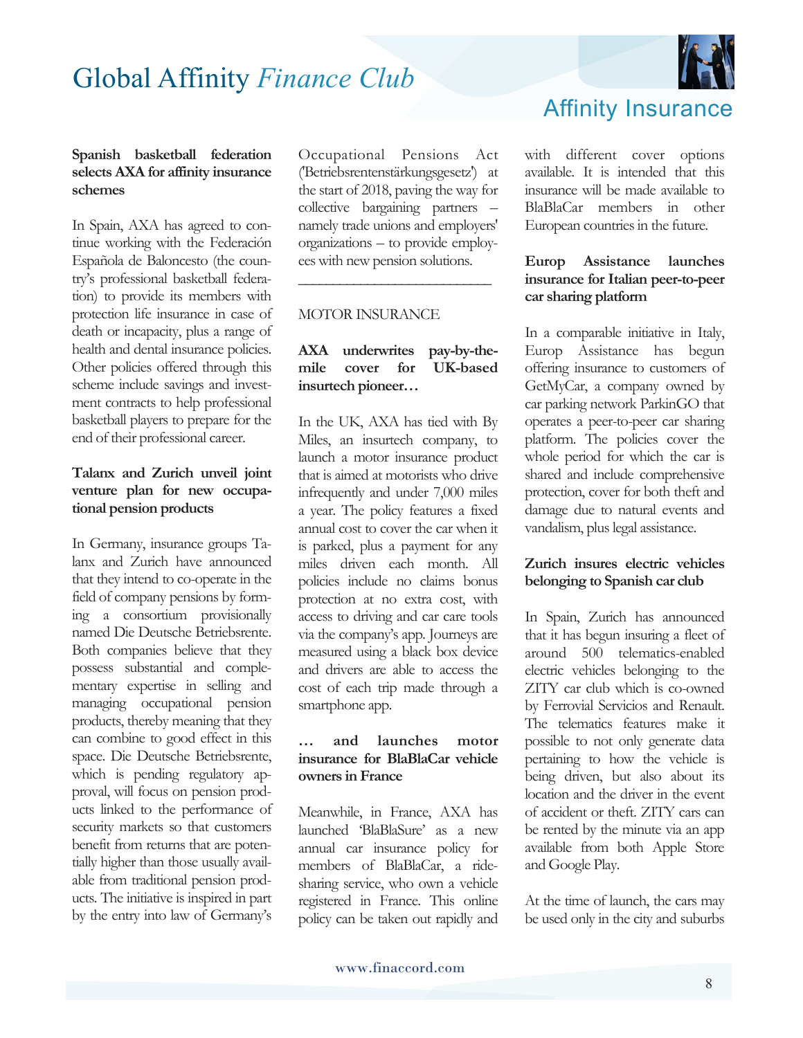**Spanish basketball federation selects AXA for affinity insurance schemes**

In Spain, AXA has agreed to continue working with the Federación Española de Baloncesto (the country's professional basketball federation) to provide its members with protection life insurance in case of death or incapacity, plus a range of health and dental insurance policies. Other policies offered through this scheme include savings and investment contracts to help professional basketball players to prepare for the end of their professional career.

**Talanx and Zurich unveil joint venture plan for new occupational pension products**

In Germany, insurance groups Talanx and Zurich have announced that they intend to co-operate in the field of company pensions by forming a consortium provisionally named Die Deutsche Betriebsrente. Both companies believe that they possess substantial and complementary expertise in selling and managing occupational pension products, thereby meaning that they can combine to good effect in this space. Die Deutsche Betriebsrente, which is pending regulatory approval, will focus on pension products linked to the performance of security markets so that customers benefit from returns that are potentially higher than those usually available from traditional pension products. The initiative is inspired in part by the entry into law of Germany's Occupational Pensions Act ('Betriebsrentenstärkungsgesetz') at the start of 2018, paving the way for collective bargaining partners – namely trade unions and employers' organizations – to provide employees with new pension solutions.

---

MOTOR INSURANCE

**AXA underwrites pay-by-the-mile cover for UK-based insurtech pioneer…**

In the UK, AXA has tied with By Miles, an insurtech company, to launch a motor insurance product that is aimed at motorists who drive infrequently and under 7,000 miles a year. The policy features a fixed annual cost to cover the car when it is parked, plus a payment for any miles driven each month. All policies include no claims bonus protection at no extra cost, with access to driving and car care tools via the company's app. Journeys are measured using a black box device and drivers are able to access the cost of each trip made through a smartphone app.

**… and launches motor insurance for BlaBlaCar vehicle owners in France**

Meanwhile, in France, AXA has launched 'BlaBlaSure' as a new annual car insurance policy for members of BlaBlaCar, a ride-sharing service, who own a vehicle registered in France. This online policy can be taken out rapidly and with different cover options available. It is intended that this insurance will be made available to BlaBlaCar members in other European countries in the future.

**Europ Assistance launches insurance for Italian peer-to-peer car sharing platform**

In a comparable initiative in Italy, Europ Assistance has begun offering insurance to customers of GetMyCar, a company owned by car parking network ParkinGO that operates a peer-to-peer car sharing platform. The policies cover the whole period for which the car is shared and include comprehensive protection, cover for both theft and damage due to natural events and vandalism, plus legal assistance.

**Zurich insures electric vehicles belonging to Spanish car club**

In Spain, Zurich has announced that it has begun insuring a fleet of around 500 telematics-enabled electric vehicles belonging to the ZITY car club which is co-owned by Ferrovial Servicios and Renault. The telematics features make it possible to not only generate data pertaining to how the vehicle is being driven, but also about its location and the driver in the event of accident or theft. ZITY cars can be rented by the minute via an app available from both Apple Store and Google Play.

At the time of launch, the cars may be used only in the city and suburbs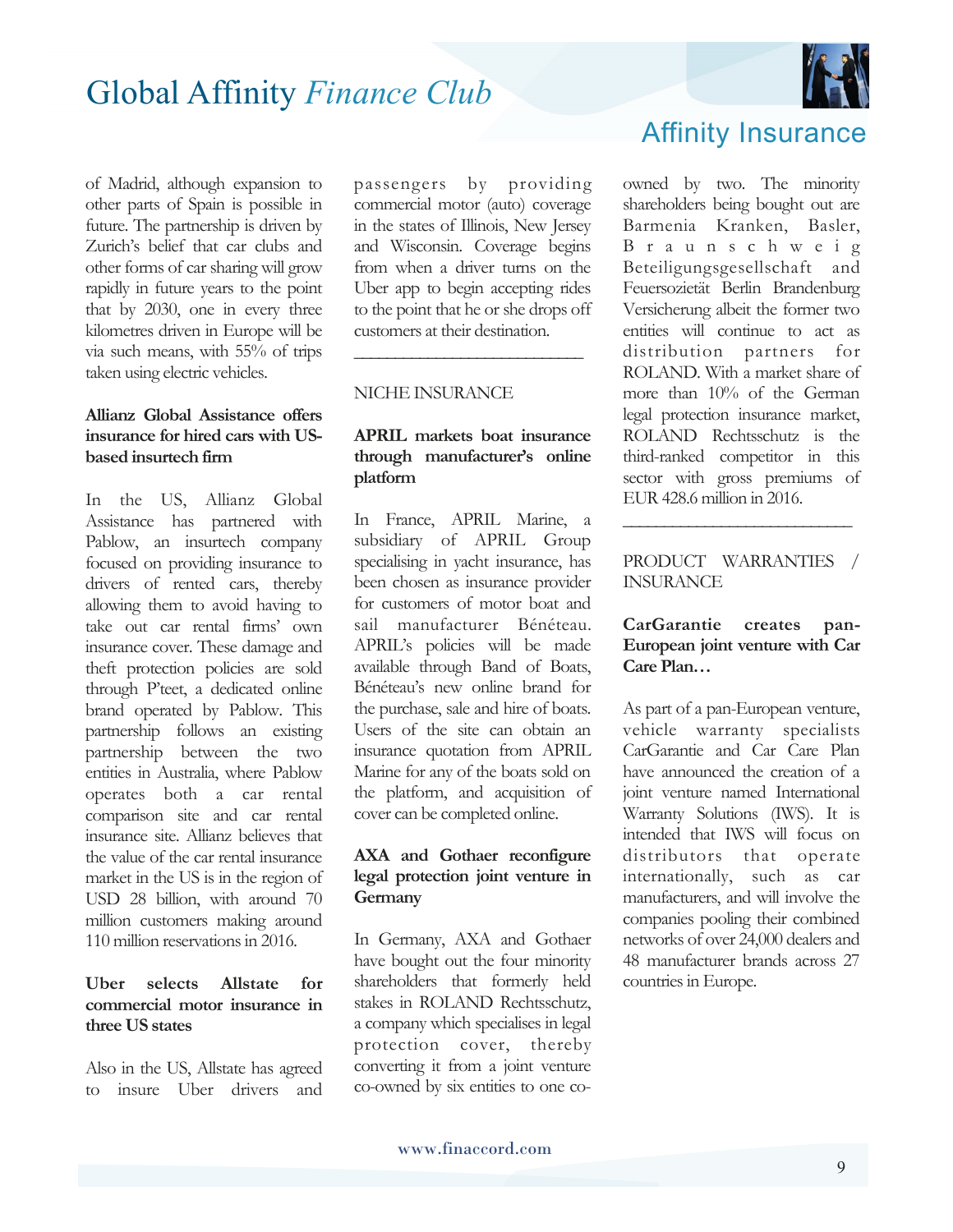of Madrid, although expansion to other parts of Spain is possible in future. The partnership is driven by Zurich's belief that car clubs and other forms of car sharing will grow rapidly in future years to the point that by 2030, one in every three kilometres driven in Europe will be via such means, with 55% of trips taken using electric vehicles.

**Allianz Global Assistance offers insurance for hired cars with US-based insurtech firm**

In the US, Allianz Global Assistance has partnered with Pablow, an insurtech company focused on providing insurance to drivers of rented cars, thereby allowing them to avoid having to take out car rental firms' own insurance cover. These damage and theft protection policies are sold through P'teet, a dedicated online brand operated by Pablow. This partnership follows an existing partnership between the two entities in Australia, where Pablow operates both a car rental comparison site and car rental insurance site. Allianz believes that the value of the car rental insurance market in the US is in the region of USD 28 billion, with around 70 million customers making around 110 million reservations in 2016.

**Uber selects Allstate for commercial motor insurance in three US states**

Also in the US, Allstate has agreed to insure Uber drivers and passengers by providing commercial motor (auto) coverage in the states of Illinois, New Jersey and Wisconsin. Coverage begins from when a driver turns on the Uber app to begin accepting rides to the point that he or she drops off customers at their destination.

---

NICHE INSURANCE

**APRIL markets boat insurance through manufacturer's online platform**

In France, APRIL Marine, a subsidiary of APRIL Group specialising in yacht insurance, has been chosen as insurance provider for customers of motor boat and sail manufacturer Bénéteau. APRIL's policies will be made available through Band of Boats, Bénéteau's new online brand for the purchase, sale and hire of boats. Users of the site can obtain an insurance quotation from APRIL Marine for any of the boats sold on the platform, and acquisition of cover can be completed online.

**AXA and Gothaer reconfigure legal protection joint venture in Germany**

In Germany, AXA and Gothaer have bought out the four minority shareholders that formerly held stakes in ROLAND Rechtsschutz, a company which specialises in legal protection cover, thereby converting it from a joint venture co-owned by six entities to one co-owned by two. The minority shareholders being bought out are Barmenia Kranken, Basler, Braunschweig Beteiligungsgesellschaft and Feuersozietät Berlin Brandenburg Versicherung albeit the former two entities will continue to act as distribution partners for ROLAND. With a market share of more than 10% of the German legal protection insurance market, ROLAND Rechtsschutz is the third-ranked competitor in this sector with gross premiums of EUR 428.6 million in 2016.

---

PRODUCT WARRANTIES / INSURANCE

**CarGarantie creates pan-European joint venture with Car Care Plan…**

As part of a pan-European venture, vehicle warranty specialists CarGarantie and Car Care Plan have announced the creation of a joint venture named International Warranty Solutions (IWS). It is intended that IWS will focus on distributors that operate internationally, such as car manufacturers, and will involve the companies pooling their combined networks of over 24,000 dealers and 48 manufacturer brands across 27 countries in Europe.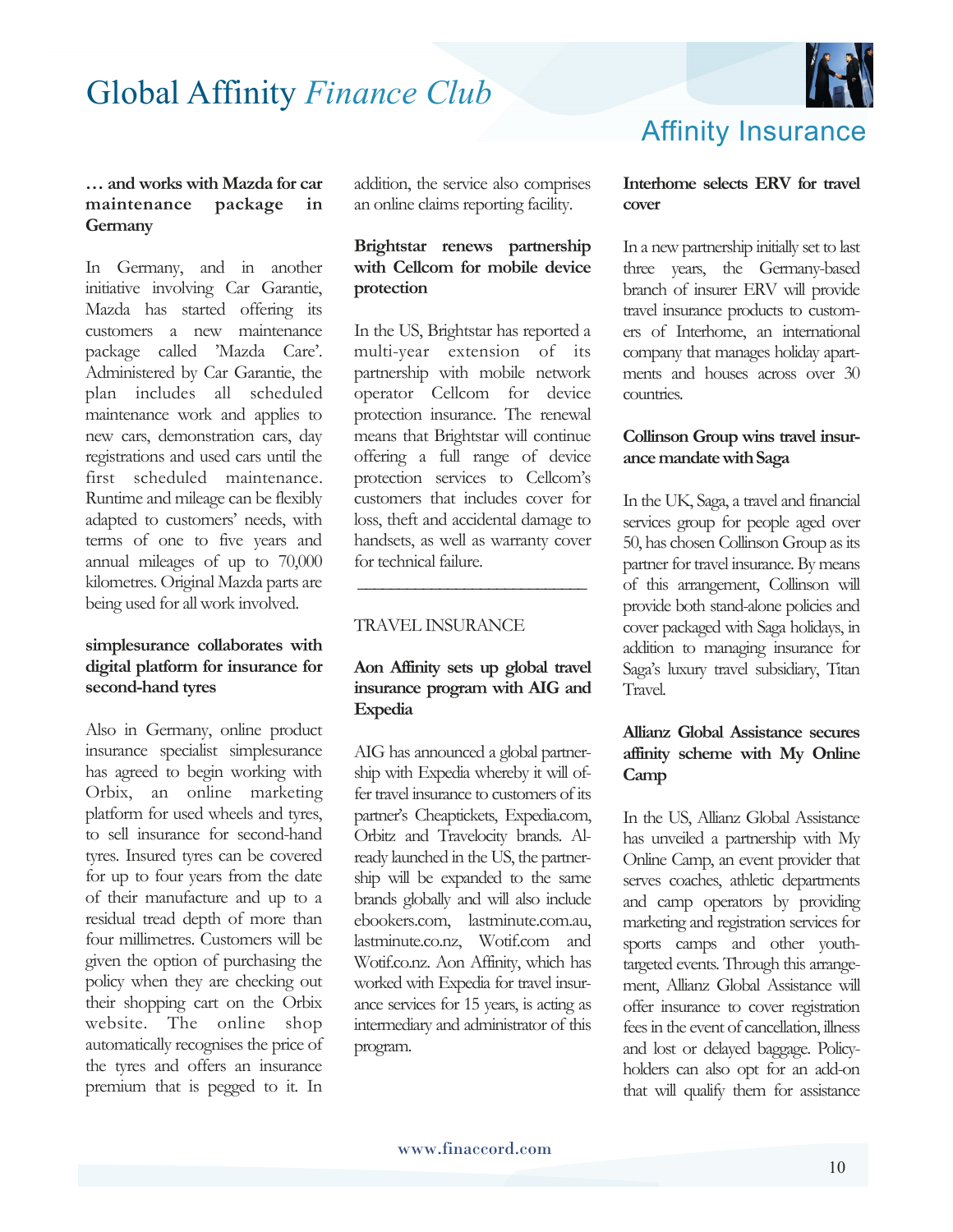**… and works with Mazda for car maintenance package in Germany**

In Germany, and in another initiative involving Car Garantie, Mazda has started offering its customers a new maintenance package called 'Mazda Care'. Administered by Car Garantie, the plan includes all scheduled maintenance work and applies to new cars, demonstration cars, day registrations and used cars until the first scheduled maintenance. Runtime and mileage can be flexibly adapted to customers' needs, with terms of one to five years and annual mileages of up to 70,000 kilometres. Original Mazda parts are being used for all work involved.

**simplesurance collaborates with digital platform for insurance for second-hand tyres**

Also in Germany, online product insurance specialist simplesurance has agreed to begin working with Orbix, an online marketing platform for used wheels and tyres, to sell insurance for second-hand tyres. Insured tyres can be covered for up to four years from the date of their manufacture and up to a residual tread depth of more than four millimetres. Customers will be given the option of purchasing the policy when they are checking out their shopping cart on the Orbix website. The online shop automatically recognises the price of the tyres and offers an insurance premium that is pegged to it. In addition, the service also comprises an online claims reporting facility.

**Brightstar renews partnership with Cellcom for mobile device protection**

In the US, Brightstar has reported a multi-year extension of its partnership with mobile network operator Cellcom for device protection insurance. The renewal means that Brightstar will continue offering a full range of device protection services to Cellcom's customers that includes cover for loss, theft and accidental damage to handsets, as well as warranty cover for technical failure.

---

TRAVEL INSURANCE

**Aon Affinity sets up global travel insurance program with AIG and Expedia**

AIG has announced a global partnership with Expedia whereby it will offer travel insurance to customers of its partner's Cheaptickets, Expedia.com, Orbitz and Travelocity brands. Already launched in the US, the partnership will be expanded to the same brands globally and will also include ebookers.com, lastminute.com.au, lastminute.co.nz, Wotif.com and Wotif.co.nz. Aon Affinity, which has worked with Expedia for travel insurance services for 15 years, is acting as intermediary and administrator of this program.

**Interhome selects ERV for travel cover**

In a new partnership initially set to last three years, the Germany-based branch of insurer ERV will provide travel insurance products to customers of Interhome, an international company that manages holiday apartments and houses across over 30 countries.

**Collinson Group wins travel insurance mandate with Saga**

In the UK, Saga, a travel and financial services group for people aged over 50, has chosen Collinson Group as its partner for travel insurance. By means of this arrangement, Collinson will provide both stand-alone policies and cover packaged with Saga holidays, in addition to managing insurance for Saga's luxury travel subsidiary, Titan Travel.

**Allianz Global Assistance secures affinity scheme with My Online Camp**

In the US, Allianz Global Assistance has unveiled a partnership with My Online Camp, an event provider that serves coaches, athletic departments and camp operators by providing marketing and registration services for sports camps and other youth-targeted events. Through this arrangement, Allianz Global Assistance will offer insurance to cover registration fees in the event of cancellation, illness and lost or delayed baggage. Policyholders can also opt for an add-on that will qualify them for assistance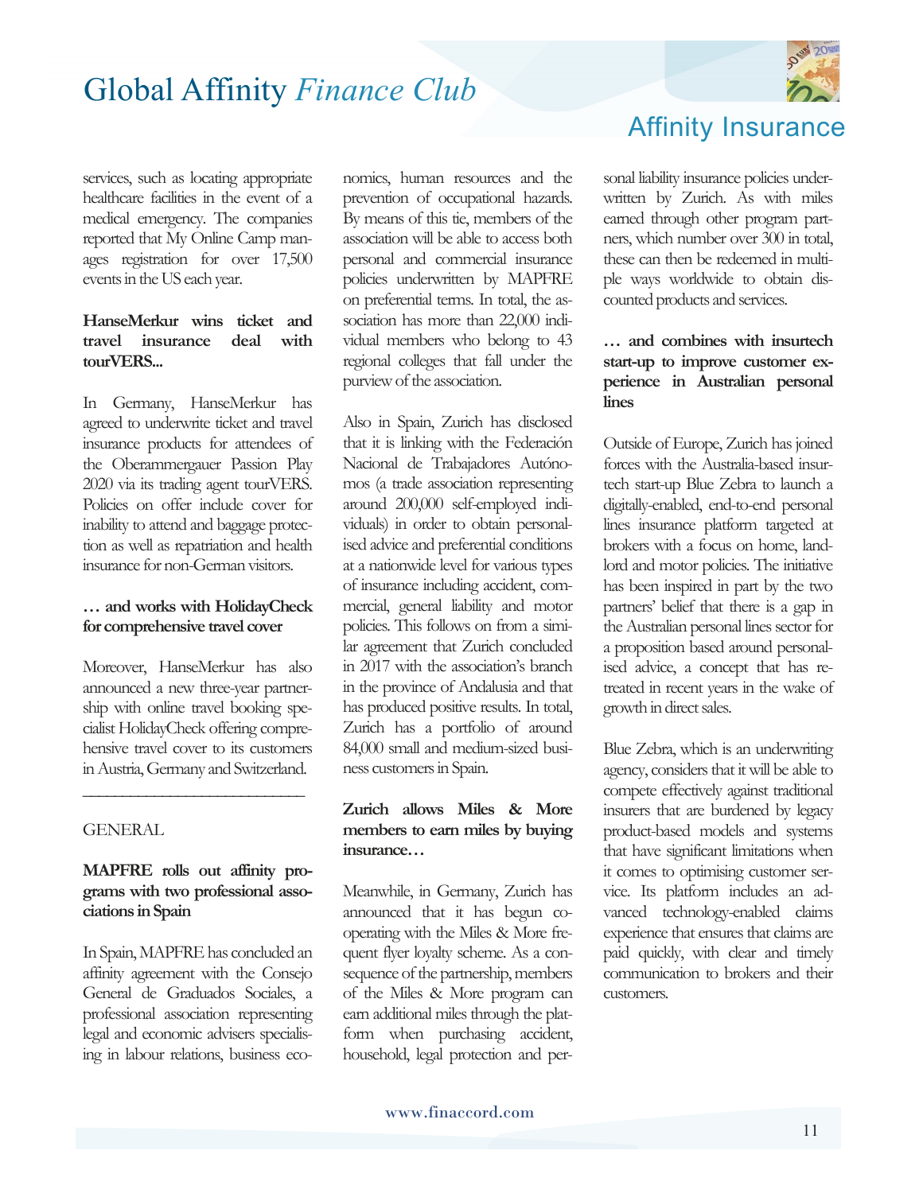services, such as locating appropriate healthcare facilities in the event of a medical emergency. The companies reported that My Online Camp manages registration for over 17,500 events in the US each year.

**HanseMerkur wins ticket and travel insurance deal with tourVERS...**

In Germany, HanseMerkur has agreed to underwrite ticket and travel insurance products for attendees of the Oberammergauer Passion Play 2020 via its trading agent tourVERS. Policies on offer include cover for inability to attend and baggage protection as well as repatriation and health insurance for non-German visitors.

**… and works with HolidayCheck for comprehensive travel cover**

Moreover, HanseMerkur has also announced a new three-year partnership with online travel booking specialist HolidayCheck offering comprehensive travel cover to its customers in Austria, Germany and Switzerland.

---

GENERAL

**MAPFRE rolls out affinity programs with two professional associations in Spain**

In Spain, MAPFRE has concluded an affinity agreement with the Consejo General de Graduados Sociales, a professional association representing legal and economic advisers specialising in labour relations, business economics, human resources and the prevention of occupational hazards. By means of this tie, members of the association will be able to access both personal and commercial insurance policies underwritten by MAPFRE on preferential terms. In total, the association has more than 22,000 individual members who belong to 43 regional colleges that fall under the purview of the association.

Also in Spain, Zurich has disclosed that it is linking with the Federación Nacional de Trabajadores Autónomos (a trade association representing around 200,000 self-employed individuals) in order to obtain personalised advice and preferential conditions at a nationwide level for various types of insurance including accident, commercial, general liability and motor policies. This follows on from a similar agreement that Zurich concluded in 2017 with the association's branch in the province of Andalusia and that has produced positive results. In total, Zurich has a portfolio of around 84,000 small and medium-sized business customers in Spain.

**Zurich allows Miles & More members to earn miles by buying insurance…**

Meanwhile, in Germany, Zurich has announced that it has begun co-operating with the Miles & More frequent flyer loyalty scheme. As a consequence of the partnership, members of the Miles & More program can earn additional miles through the platform when purchasing accident, household, legal protection and personal liability insurance policies underwritten by Zurich. As with miles earned through other program partners, which number over 300 in total, these can then be redeemed in multiple ways worldwide to obtain discounted products and services.

**… and combines with insurtech start-up to improve customer experience in Australian personal lines**

Outside of Europe, Zurich has joined forces with the Australia-based insurtech start-up Blue Zebra to launch a digitally-enabled, end-to-end personal lines insurance platform targeted at brokers with a focus on home, landlord and motor policies. The initiative has been inspired in part by the two partners' belief that there is a gap in the Australian personal lines sector for a proposition based around personalised advice, a concept that has retreated in recent years in the wake of growth in direct sales.

Blue Zebra, which is an underwriting agency, considers that it will be able to compete effectively against traditional insurers that are burdened by legacy product-based models and systems that have significant limitations when it comes to optimising customer service. Its platform includes an advanced technology-enabled claims experience that ensures that claims are paid quickly, with clear and timely communication to brokers and their customers.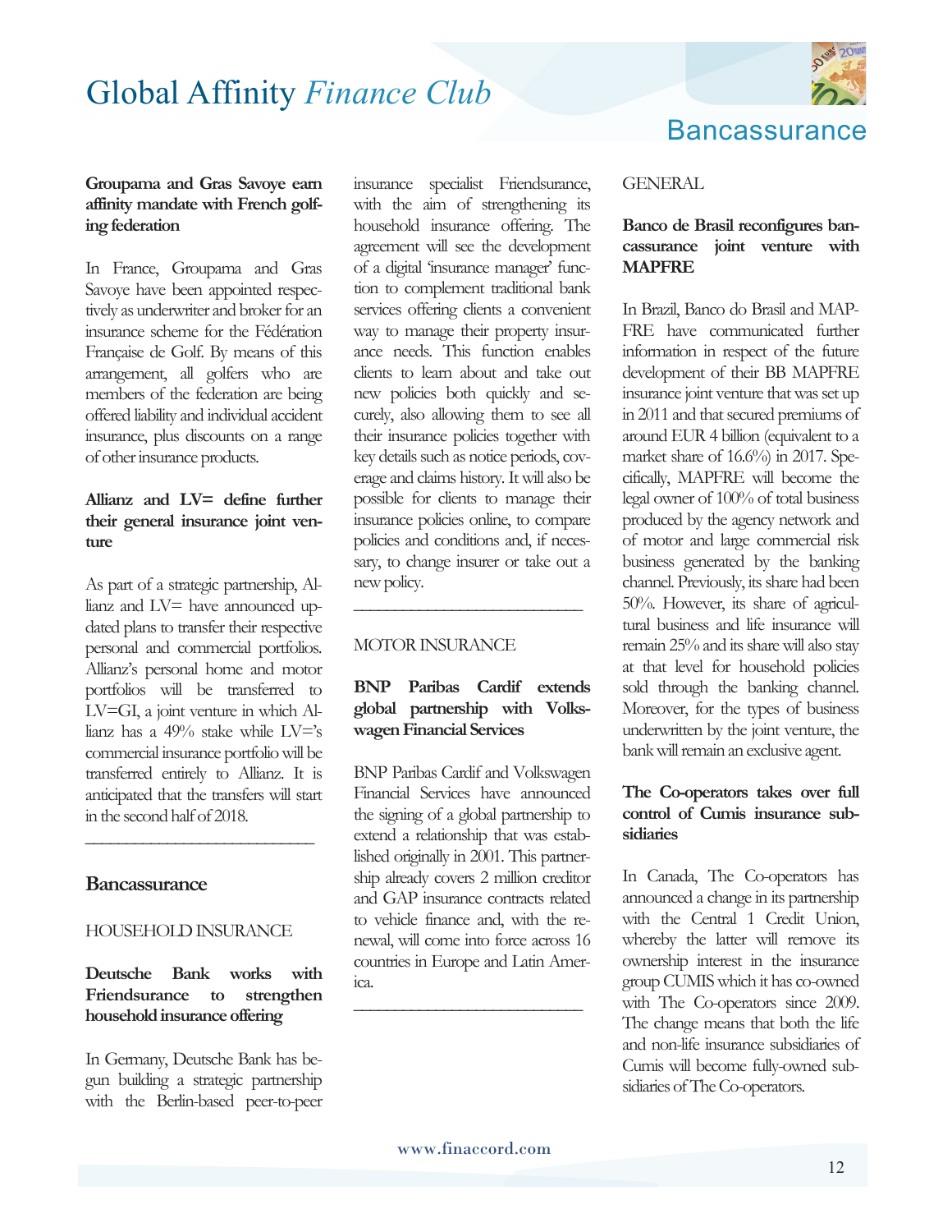**Groupama and Gras Savoye earn affinity mandate with French golfing federation**

In France, Groupama and Gras Savoye have been appointed respectively as underwriter and broker for an insurance scheme for the Fédération Française de Golf. By means of this arrangement, all golfers who are members of the federation are being offered liability and individual accident insurance, plus discounts on a range of other insurance products.

**Allianz and LV= define further their general insurance joint venture**

As part of a strategic partnership, Allianz and LV= have announced updated plans to transfer their respective personal and commercial portfolios. Allianz's personal home and motor portfolios will be transferred to LV=GI, a joint venture in which Allianz has a 49% stake while LV='s commercial insurance portfolio will be transferred entirely to Allianz. It is anticipated that the transfers will start in the second half of 2018.

---

## Bancassurance

HOUSEHOLD INSURANCE

**Deutsche Bank works with Friendsurance to strengthen household insurance offering**

In Germany, Deutsche Bank has begun building a strategic partnership with the Berlin-based peer-to-peer insurance specialist Friendsurance, with the aim of strengthening its household insurance offering. The agreement will see the development of a digital 'insurance manager' function to complement traditional bank services offering clients a convenient way to manage their property insurance needs. This function enables clients to learn about and take out new policies both quickly and securely, also allowing them to see all their insurance policies together with key details such as notice periods, coverage and claims history. It will also be possible for clients to manage their insurance policies online, to compare policies and conditions and, if necessary, to change insurer or take out a new policy.

---

MOTOR INSURANCE

**BNP Paribas Cardif extends global partnership with Volkswagen Financial Services**

BNP Paribas Cardif and Volkswagen Financial Services have announced the signing of a global partnership to extend a relationship that was established originally in 2001. This partnership already covers 2 million creditor and GAP insurance contracts related to vehicle finance and, with the renewal, will come into force across 16 countries in Europe and Latin America.

---

GENERAL

**Banco de Brasil reconfigures bancassurance joint venture with MAPFRE**

In Brazil, Banco do Brasil and MAPFRE have communicated further information in respect of the future development of their BB MAPFRE insurance joint venture that was set up in 2011 and that secured premiums of around EUR 4 billion (equivalent to a market share of 16.6%) in 2017. Specifically, MAPFRE will become the legal owner of 100% of total business produced by the agency network and of motor and large commercial risk business generated by the banking channel. Previously, its share had been 50%. However, its share of agricultural business and life insurance will remain 25% and its share will also stay at that level for household policies sold through the banking channel. Moreover, for the types of business underwritten by the joint venture, the bank will remain an exclusive agent.

**The Co-operators takes over full control of Cumis insurance subsidiaries**

In Canada, The Co-operators has announced a change in its partnership with the Central 1 Credit Union, whereby the latter will remove its ownership interest in the insurance group CUMIS which it has co-owned with The Co-operators since 2009. The change means that both the life and non-life insurance subsidiaries of Cumis will become fully-owned subsidiaries of The Co-operators.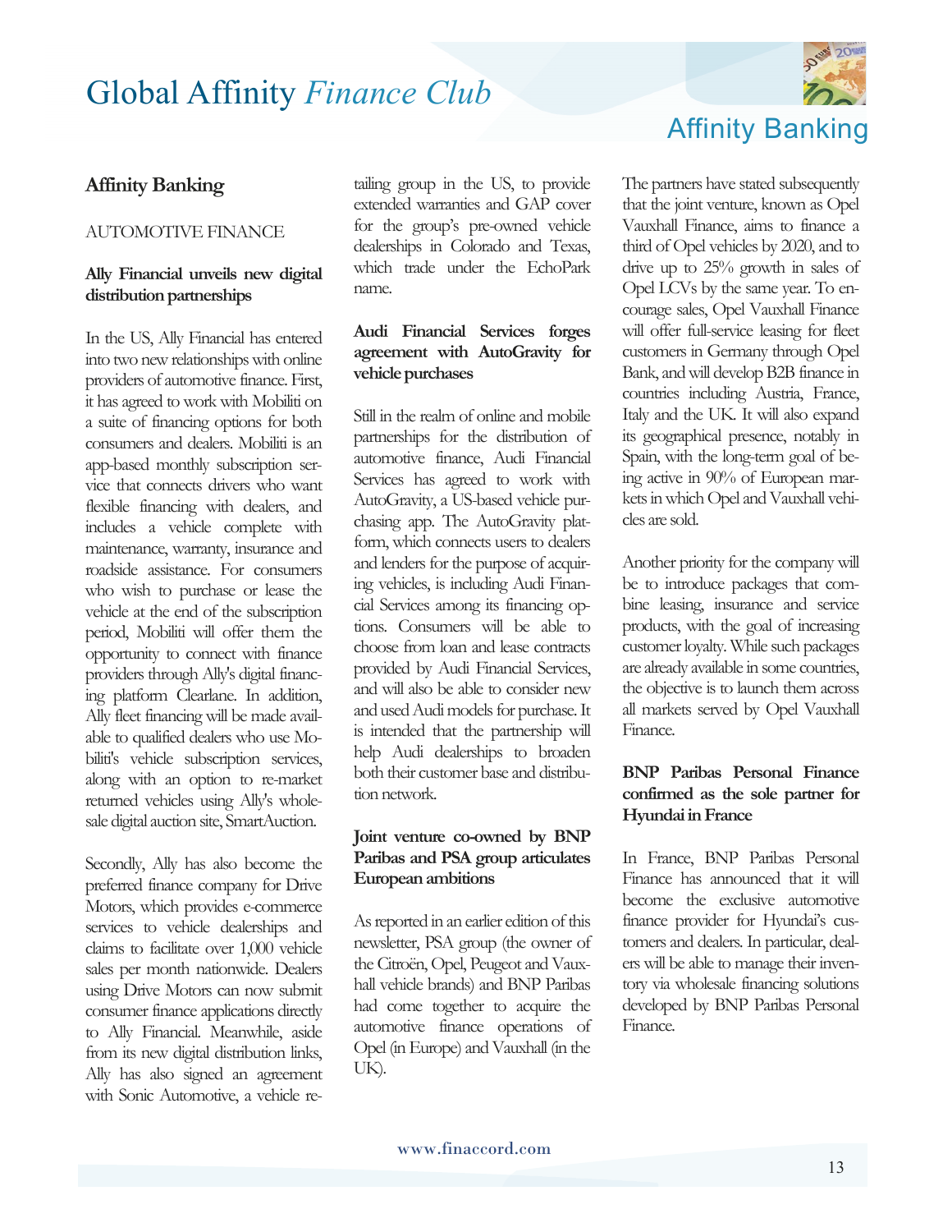## Affinity Banking

AUTOMOTIVE FINANCE

**Ally Financial unveils new digital distribution partnerships**

In the US, Ally Financial has entered into two new relationships with online providers of automotive finance. First, it has agreed to work with Mobiliti on a suite of financing options for both consumers and dealers. Mobiliti is an app-based monthly subscription service that connects drivers who want flexible financing with dealers, and includes a vehicle complete with maintenance, warranty, insurance and roadside assistance. For consumers who wish to purchase or lease the vehicle at the end of the subscription period, Mobiliti will offer them the opportunity to connect with finance providers through Ally's digital financing platform Clearlane. In addition, Ally fleet financing will be made available to qualified dealers who use Mobiliti's vehicle subscription services, along with an option to re-market returned vehicles using Ally's wholesale digital auction site, SmartAuction.

Secondly, Ally has also become the preferred finance company for Drive Motors, which provides e-commerce services to vehicle dealerships and claims to facilitate over 1,000 vehicle sales per month nationwide. Dealers using Drive Motors can now submit consumer finance applications directly to Ally Financial. Meanwhile, aside from its new digital distribution links, Ally has also signed an agreement with Sonic Automotive, a vehicle retailing group in the US, to provide extended warranties and GAP cover for the group's pre-owned vehicle dealerships in Colorado and Texas, which trade under the EchoPark name.

**Audi Financial Services forges agreement with AutoGravity for vehicle purchases**

Still in the realm of online and mobile partnerships for the distribution of automotive finance, Audi Financial Services has agreed to work with AutoGravity, a US-based vehicle purchasing app. The AutoGravity platform, which connects users to dealers and lenders for the purpose of acquiring vehicles, is including Audi Financial Services among its financing options. Consumers will be able to choose from loan and lease contracts provided by Audi Financial Services, and will also be able to consider new and used Audi models for purchase. It is intended that the partnership will help Audi dealerships to broaden both their customer base and distribution network.

**Joint venture co-owned by BNP Paribas and PSA group articulates European ambitions**

As reported in an earlier edition of this newsletter, PSA group (the owner of the Citroën, Opel, Peugeot and Vauxhall vehicle brands) and BNP Paribas had come together to acquire the automotive finance operations of Opel (in Europe) and Vauxhall (in the UK).

The partners have stated subsequently that the joint venture, known as Opel Vauxhall Finance, aims to finance a third of Opel vehicles by 2020, and to drive up to 25% growth in sales of Opel LCVs by the same year. To encourage sales, Opel Vauxhall Finance will offer full-service leasing for fleet customers in Germany through Opel Bank, and will develop B2B finance in countries including Austria, France, Italy and the UK. It will also expand its geographical presence, notably in Spain, with the long-term goal of being active in 90% of European markets in which Opel and Vauxhall vehicles are sold.

Another priority for the company will be to introduce packages that combine leasing, insurance and service products, with the goal of increasing customer loyalty. While such packages are already available in some countries, the objective is to launch them across all markets served by Opel Vauxhall Finance.

**BNP Paribas Personal Finance confirmed as the sole partner for Hyundai in France**

In France, BNP Paribas Personal Finance has announced that it will become the exclusive automotive finance provider for Hyundai's customers and dealers. In particular, dealers will be able to manage their inventory via wholesale financing solutions developed by BNP Paribas Personal Finance.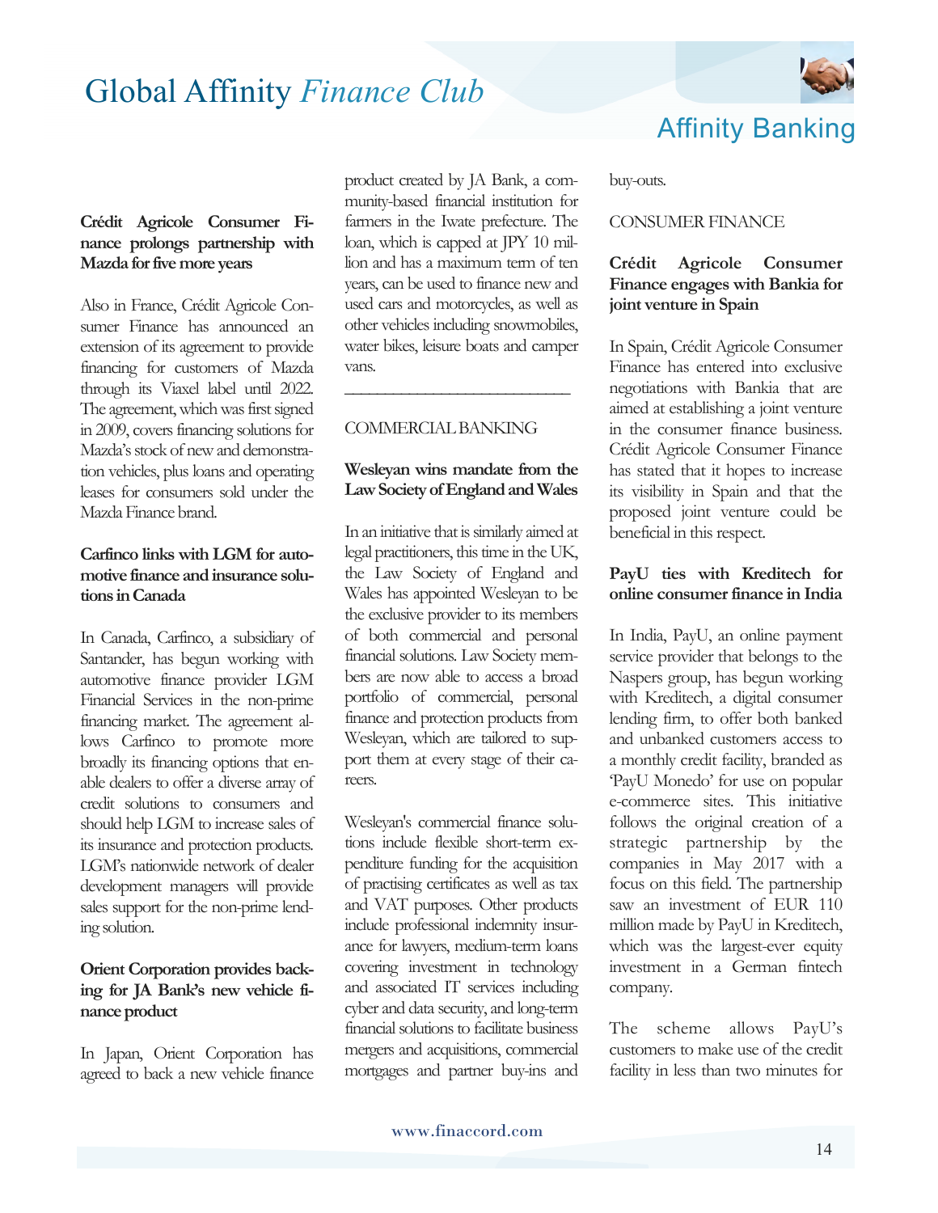### Crédit Agricole Consumer Finance prolongs partnership with Mazda for five more years

Also in France, Crédit Agricole Consumer Finance has announced an extension of its agreement to provide financing for customers of Mazda through its Viaxel label until 2022. The agreement, which was first signed in 2009, covers financing solutions for Mazda's stock of new and demonstration vehicles, plus loans and operating leases for consumers sold under the Mazda Finance brand.

### Carfinco links with LGM for automotive finance and insurance solutions in Canada

In Canada, Carfinco, a subsidiary of Santander, has begun working with automotive finance provider LGM Financial Services in the non-prime financing market. The agreement allows Carfinco to promote more broadly its financing options that enable dealers to offer a diverse array of credit solutions to consumers and should help LGM to increase sales of its insurance and protection products. LGM's nationwide network of dealer development managers will provide sales support for the non-prime lending solution.

### Orient Corporation provides backing for JA Bank's new vehicle finance product

In Japan, Orient Corporation has agreed to back a new vehicle finance product created by JA Bank, a community-based financial institution for farmers in the Iwate prefecture. The loan, which is capped at JPY 10 million and has a maximum term of ten years, can be used to finance new and used cars and motorcycles, as well as other vehicles including snowmobiles, water bikes, leisure boats and camper vans.

---

## COMMERCIAL BANKING

### Wesleyan wins mandate from the Law Society of England and Wales

In an initiative that is similarly aimed at legal practitioners, this time in the UK, the Law Society of England and Wales has appointed Wesleyan to be the exclusive provider to its members of both commercial and personal financial solutions. Law Society members are now able to access a broad portfolio of commercial, personal finance and protection products from Wesleyan, which are tailored to support them at every stage of their careers.

Wesleyan's commercial finance solutions include flexible short-term expenditure funding for the acquisition of practising certificates as well as tax and VAT purposes. Other products include professional indemnity insurance for lawyers, medium-term loans covering investment in technology and associated IT services including cyber and data security, and long-term financial solutions to facilitate business mergers and acquisitions, commercial mortgages and partner buy-ins and buy-outs.

## CONSUMER FINANCE

### Crédit Agricole Consumer Finance engages with Bankia for joint venture in Spain

In Spain, Crédit Agricole Consumer Finance has entered into exclusive negotiations with Bankia that are aimed at establishing a joint venture in the consumer finance business. Crédit Agricole Consumer Finance has stated that it hopes to increase its visibility in Spain and that the proposed joint venture could be beneficial in this respect.

### PayU ties with Kreditech for online consumer finance in India

In India, PayU, an online payment service provider that belongs to the Naspers group, has begun working with Kreditech, a digital consumer lending firm, to offer both banked and unbanked customers access to a monthly credit facility, branded as 'PayU Monedo' for use on popular e-commerce sites. This initiative follows the original creation of a strategic partnership by the companies in May 2017 with a focus on this field. The partnership saw an investment of EUR 110 million made by PayU in Kreditech, which was the largest-ever equity investment in a German fintech company.

The scheme allows PayU's customers to make use of the credit facility in less than two minutes for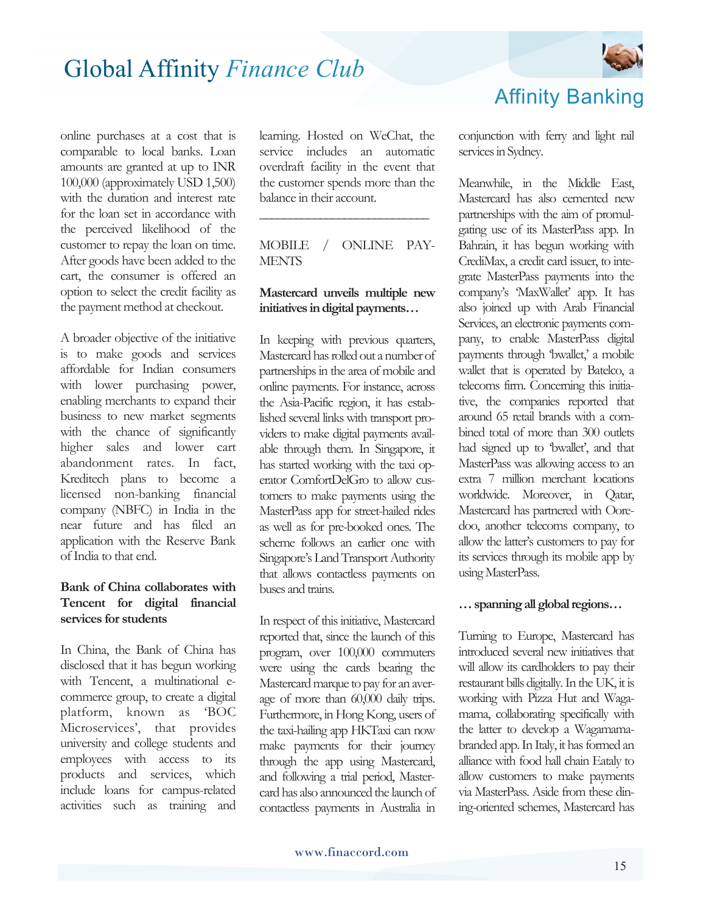online purchases at a cost that is comparable to local banks. Loan amounts are granted at up to INR 100,000 (approximately USD 1,500) with the duration and interest rate for the loan set in accordance with the perceived likelihood of the customer to repay the loan on time. After goods have been added to the cart, the consumer is offered an option to select the credit facility as the payment method at checkout.

A broader objective of the initiative is to make goods and services affordable for Indian consumers with lower purchasing power, enabling merchants to expand their business to new market segments with the chance of significantly higher sales and lower cart abandonment rates. In fact, Kreditech plans to become a licensed non-banking financial company (NBFC) in India in the near future and has filed an application with the Reserve Bank of India to that end.

**Bank of China collaborates with Tencent for digital financial services for students**

In China, the Bank of China has disclosed that it has begun working with Tencent, a multinational e-commerce group, to create a digital platform, known as 'BOC Microservices', that provides university and college students and employees with access to its products and services, which include loans for campus-related activities such as training and learning. Hosted on WeChat, the service includes an automatic overdraft facility in the event that the customer spends more than the balance in their account.

---

MOBILE / ONLINE PAYMENTS

**Mastercard unveils multiple new initiatives in digital payments…**

In keeping with previous quarters, Mastercard has rolled out a number of partnerships in the area of mobile and online payments. For instance, across the Asia-Pacific region, it has established several links with transport providers to make digital payments available through them. In Singapore, it has started working with the taxi operator ComfortDelGro to allow customers to make payments using the MasterPass app for street-hailed rides as well as for pre-booked ones. The scheme follows an earlier one with Singapore's Land Transport Authority that allows contactless payments on buses and trains.

In respect of this initiative, Mastercard reported that, since the launch of this program, over 100,000 commuters were using the cards bearing the Mastercard marque to pay for an average of more than 60,000 daily trips. Furthermore, in Hong Kong, users of the taxi-hailing app HKTaxi can now make payments for their journey through the app using Mastercard, and following a trial period, Mastercard has also announced the launch of contactless payments in Australia in conjunction with ferry and light rail services in Sydney.

Meanwhile, in the Middle East, Mastercard has also cemented new partnerships with the aim of promulgating use of its MasterPass app. In Bahrain, it has begun working with CrediMax, a credit card issuer, to integrate MasterPass payments into the company's 'MaxWallet' app. It has also joined up with Arab Financial Services, an electronic payments company, to enable MasterPass digital payments through 'bwallet,' a mobile wallet that is operated by Batelco, a telecoms firm. Concerning this initiative, the companies reported that around 65 retail brands with a combined total of more than 300 outlets had signed up to 'bwallet', and that MasterPass was allowing access to an extra 7 million merchant locations worldwide. Moreover, in Qatar, Mastercard has partnered with Ooredoo, another telecoms company, to allow the latter's customers to pay for its services through its mobile app by using MasterPass.

**… spanning all global regions…**

Turning to Europe, Mastercard has introduced several new initiatives that will allow its cardholders to pay their restaurant bills digitally. In the UK, it is working with Pizza Hut and Wagamama, collaborating specifically with the latter to develop a Wagamama-branded app. In Italy, it has formed an alliance with food hall chain Eataly to allow customers to make payments via MasterPass. Aside from these dining-oriented schemes, Mastercard has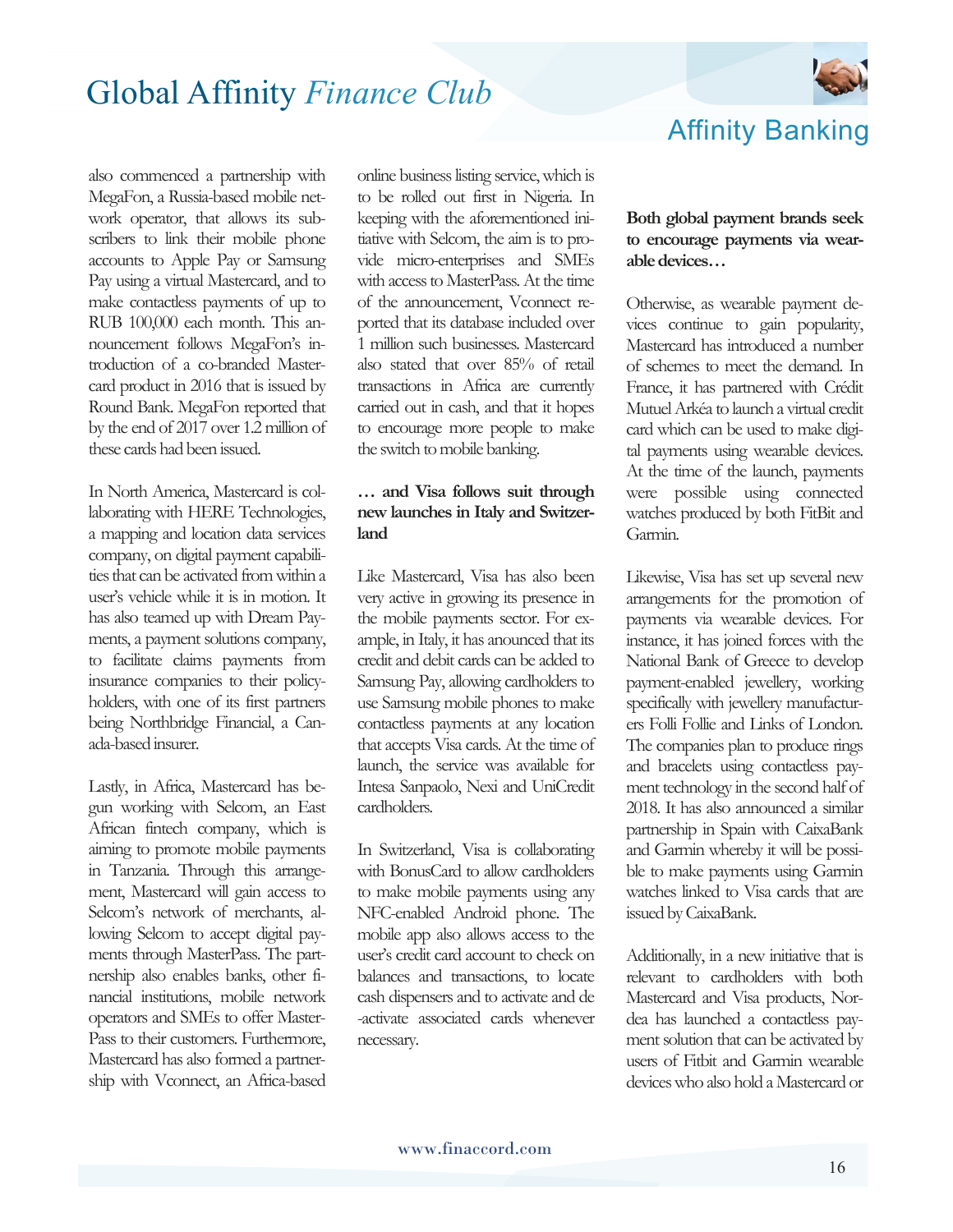also commenced a partnership with MegaFon, a Russia-based mobile network operator, that allows its subscribers to link their mobile phone accounts to Apple Pay or Samsung Pay using a virtual Mastercard, and to make contactless payments of up to RUB 100,000 each month. This announcement follows MegaFon's introduction of a co-branded Mastercard product in 2016 that is issued by Round Bank. MegaFon reported that by the end of 2017 over 1.2 million of these cards had been issued.

In North America, Mastercard is collaborating with HERE Technologies, a mapping and location data services company, on digital payment capabilities that can be activated from within a user's vehicle while it is in motion. It has also teamed up with Dream Payments, a payment solutions company, to facilitate claims payments from insurance companies to their policyholders, with one of its first partners being Northbridge Financial, a Canada-based insurer.

Lastly, in Africa, Mastercard has begun working with Selcom, an East African fintech company, which is aiming to promote mobile payments in Tanzania. Through this arrangement, Mastercard will gain access to Selcom's network of merchants, allowing Selcom to accept digital payments through MasterPass. The partnership also enables banks, other financial institutions, mobile network operators and SMEs to offer MasterPass to their customers. Furthermore, Mastercard has also formed a partnership with Vconnect, an Africa-based online business listing service, which is to be rolled out first in Nigeria. In keeping with the aforementioned initiative with Selcom, the aim is to provide micro-enterprises and SMEs with access to MasterPass. At the time of the announcement, Vconnect reported that its database included over 1 million such businesses. Mastercard also stated that over 85% of retail transactions in Africa are currently carried out in cash, and that it hopes to encourage more people to make the switch to mobile banking.

**… and Visa follows suit through new launches in Italy and Switzerland**

Like Mastercard, Visa has also been very active in growing its presence in the mobile payments sector. For example, in Italy, it has anounced that its credit and debit cards can be added to Samsung Pay, allowing cardholders to use Samsung mobile phones to make contactless payments at any location that accepts Visa cards. At the time of launch, the service was available for Intesa Sanpaolo, Nexi and UniCredit cardholders.

In Switzerland, Visa is collaborating with BonusCard to allow cardholders to make mobile payments using any NFC-enabled Android phone. The mobile app also allows access to the user's credit card account to check on balances and transactions, to locate cash dispensers and to activate and de-activate associated cards whenever necessary.

**Both global payment brands seek to encourage payments via wearable devices…**

Otherwise, as wearable payment devices continue to gain popularity, Mastercard has introduced a number of schemes to meet the demand. In France, it has partnered with Crédit Mutuel Arkéa to launch a virtual credit card which can be used to make digital payments using wearable devices. At the time of the launch, payments were possible using connected watches produced by both FitBit and Garmin.

Likewise, Visa has set up several new arrangements for the promotion of payments via wearable devices. For instance, it has joined forces with the National Bank of Greece to develop payment-enabled jewellery, working specifically with jewellery manufacturers Folli Follie and Links of London. The companies plan to produce rings and bracelets using contactless payment technology in the second half of 2018. It has also announced a similar partnership in Spain with CaixaBank and Garmin whereby it will be possible to make payments using Garmin watches linked to Visa cards that are issued by CaixaBank.

Additionally, in a new initiative that is relevant to cardholders with both Mastercard and Visa products, Nordea has launched a contactless payment solution that can be activated by users of Fitbit and Garmin wearable devices who also hold a Mastercard or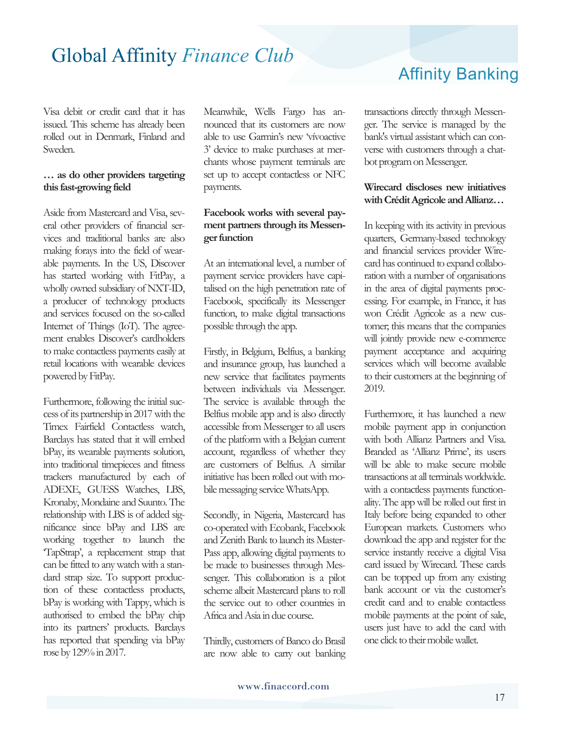Visa debit or credit card that it has issued. This scheme has already been rolled out in Denmark, Finland and Sweden.

**… as do other providers targeting this fast-growing field**

Aside from Mastercard and Visa, several other providers of financial services and traditional banks are also making forays into the field of wearable payments. In the US, Discover has started working with FitPay, a wholly owned subsidiary of NXT-ID, a producer of technology products and services focused on the so-called Internet of Things (IoT). The agreement enables Discover's cardholders to make contactless payments easily at retail locations with wearable devices powered by FitPay.

Furthermore, following the initial success of its partnership in 2017 with the Timex Fairfield Contactless watch, Barclays has stated that it will embed bPay, its wearable payments solution, into traditional timepieces and fitness trackers manufactured by each of ADEXE, GUESS Watches, LBS, Kronaby, Mondaine and Suunto. The relationship with LBS is of added significance since bPay and LBS are working together to launch the 'TapStrap', a replacement strap that can be fitted to any watch with a standard strap size. To support production of these contactless products, bPay is working with Tappy, which is authorised to embed the bPay chip into its partners' products. Barclays has reported that spending via bPay rose by 129% in 2017.

Meanwhile, Wells Fargo has announced that its customers are now able to use Garmin's new 'vívoactive 3' device to make purchases at merchants whose payment terminals are set up to accept contactless or NFC payments.

**Facebook works with several payment partners through its Messenger function**

At an international level, a number of payment service providers have capitalised on the high penetration rate of Facebook, specifically its Messenger function, to make digital transactions possible through the app.

Firstly, in Belgium, Belfius, a banking and insurance group, has launched a new service that facilitates payments between individuals via Messenger. The service is available through the Belfius mobile app and is also directly accessible from Messenger to all users of the platform with a Belgian current account, regardless of whether they are customers of Belfius. A similar initiative has been rolled out with mobile messaging service WhatsApp.

Secondly, in Nigeria, Mastercard has co-operated with Ecobank, Facebook and Zenith Bank to launch its MasterPass app, allowing digital payments to be made to businesses through Messenger. This collaboration is a pilot scheme albeit Mastercard plans to roll the service out to other countries in Africa and Asia in due course.

Thirdly, customers of Banco do Brasil are now able to carry out banking transactions directly through Messenger. The service is managed by the bank's virtual assistant which can converse with customers through a chatbot program on Messenger.

**Wirecard discloses new initiatives with Crédit Agricole and Allianz…**

In keeping with its activity in previous quarters, Germany-based technology and financial services provider Wirecard has continued to expand collaboration with a number of organisations in the area of digital payments processing. For example, in France, it has won Crédit Agricole as a new customer; this means that the companies will jointly provide new e-commerce payment acceptance and acquiring services which will become available to their customers at the beginning of 2019.

Furthermore, it has launched a new mobile payment app in conjunction with both Allianz Partners and Visa. Branded as 'Allianz Prime', its users will be able to make secure mobile transactions at all terminals worldwide. with a contactless payments functionality. The app will be rolled out first in Italy before being expanded to other European markets. Customers who download the app and register for the service instantly receive a digital Visa card issued by Wirecard. These cards can be topped up from any existing bank account or via the customer's credit card and to enable contactless mobile payments at the point of sale, users just have to add the card with one click to their mobile wallet.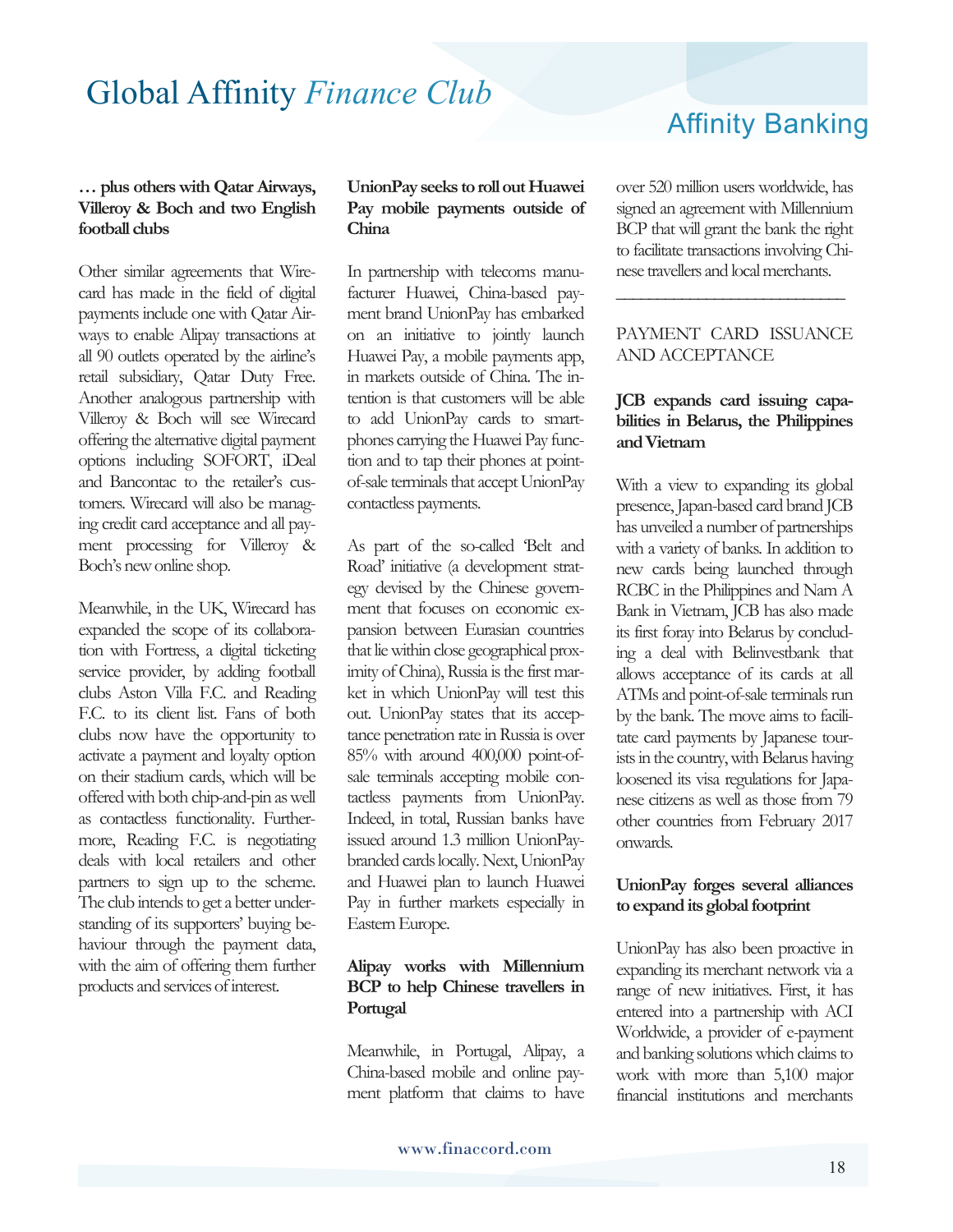### … plus others with Qatar Airways, Villeroy & Boch and two English football clubs

Other similar agreements that Wirecard has made in the field of digital payments include one with Qatar Airways to enable Alipay transactions at all 90 outlets operated by the airline's retail subsidiary, Qatar Duty Free. Another analogous partnership with Villeroy & Boch will see Wirecard offering the alternative digital payment options including SOFORT, iDeal and Bancontac to the retailer's customers. Wirecard will also be managing credit card acceptance and all payment processing for Villeroy & Boch's new online shop.

Meanwhile, in the UK, Wirecard has expanded the scope of its collaboration with Fortress, a digital ticketing service provider, by adding football clubs Aston Villa F.C. and Reading F.C. to its client list. Fans of both clubs now have the opportunity to activate a payment and loyalty option on their stadium cards, which will be offered with both chip-and-pin as well as contactless functionality. Furthermore, Reading F.C. is negotiating deals with local retailers and other partners to sign up to the scheme. The club intends to get a better understanding of its supporters' buying behaviour through the payment data, with the aim of offering them further products and services of interest.

### UnionPay seeks to roll out Huawei Pay mobile payments outside of China

In partnership with telecoms manufacturer Huawei, China-based payment brand UnionPay has embarked on an initiative to jointly launch Huawei Pay, a mobile payments app, in markets outside of China. The intention is that customers will be able to add UnionPay cards to smartphones carrying the Huawei Pay function and to tap their phones at point-of-sale terminals that accept UnionPay contactless payments.

As part of the so-called 'Belt and Road' initiative (a development strategy devised by the Chinese government that focuses on economic expansion between Eurasian countries that lie within close geographical proximity of China), Russia is the first market in which UnionPay will test this out. UnionPay states that its acceptance penetration rate in Russia is over 85% with around 400,000 point-of-sale terminals accepting mobile contactless payments from UnionPay. Indeed, in total, Russian banks have issued around 1.3 million UnionPay-branded cards locally. Next, UnionPay and Huawei plan to launch Huawei Pay in further markets especially in Eastern Europe.

### Alipay works with Millennium BCP to help Chinese travellers in Portugal

Meanwhile, in Portugal, Alipay, a China-based mobile and online payment platform that claims to have over 520 million users worldwide, has signed an agreement with Millennium BCP that will grant the bank the right to facilitate transactions involving Chinese travellers and local merchants.

---

## PAYMENT CARD ISSUANCE AND ACCEPTANCE

### JCB expands card issuing capabilities in Belarus, the Philippines and Vietnam

With a view to expanding its global presence, Japan-based card brand JCB has unveiled a number of partnerships with a variety of banks. In addition to new cards being launched through RCBC in the Philippines and Nam A Bank in Vietnam, JCB has also made its first foray into Belarus by concluding a deal with Belinvestbank that allows acceptance of its cards at all ATMs and point-of-sale terminals run by the bank. The move aims to facilitate card payments by Japanese tourists in the country, with Belarus having loosened its visa regulations for Japanese citizens as well as those from 79 other countries from February 2017 onwards.

### UnionPay forges several alliances to expand its global footprint

UnionPay has also been proactive in expanding its merchant network via a range of new initiatives. First, it has entered into a partnership with ACI Worldwide, a provider of e-payment and banking solutions which claims to work with more than 5,100 major financial institutions and merchants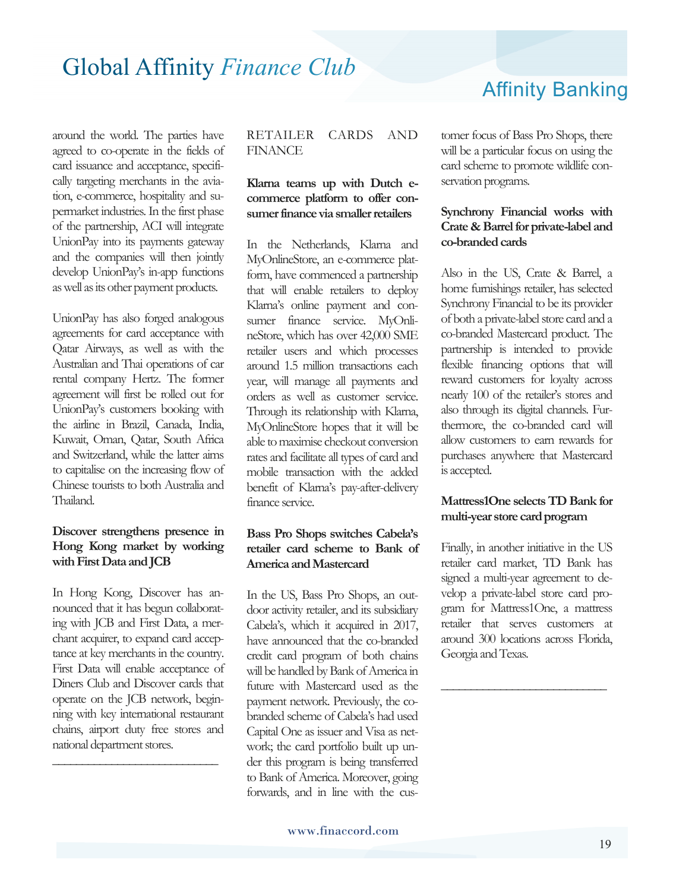around the world. The parties have agreed to co-operate in the fields of card issuance and acceptance, specifically targeting merchants in the aviation, e-commerce, hospitality and supermarket industries. In the first phase of the partnership, ACI will integrate UnionPay into its payments gateway and the companies will then jointly develop UnionPay's in-app functions as well as its other payment products.

UnionPay has also forged analogous agreements for card acceptance with Qatar Airways, as well as with the Australian and Thai operations of car rental company Hertz. The former agreement will first be rolled out for UnionPay's customers booking with the airline in Brazil, Canada, India, Kuwait, Oman, Qatar, South Africa and Switzerland, while the latter aims to capitalise on the increasing flow of Chinese tourists to both Australia and Thailand.

**Discover strengthens presence in Hong Kong market by working with First Data and JCB**

In Hong Kong, Discover has announced that it has begun collaborating with JCB and First Data, a merchant acquirer, to expand card acceptance at key merchants in the country. First Data will enable acceptance of Diners Club and Discover cards that operate on the JCB network, beginning with key international restaurant chains, airport duty free stores and national department stores.

---

## RETAILER CARDS AND FINANCE

**Klarna teams up with Dutch e-commerce platform to offer consumer finance via smaller retailers**

In the Netherlands, Klarna and MyOnlineStore, an e-commerce platform, have commenced a partnership that will enable retailers to deploy Klarna's online payment and consumer finance service. MyOnlineStore, which has over 42,000 SME retailer users and which processes around 1.5 million transactions each year, will manage all payments and orders as well as customer service. Through its relationship with Klarna, MyOnlineStore hopes that it will be able to maximise checkout conversion rates and facilitate all types of card and mobile transaction with the added benefit of Klarna's pay-after-delivery finance service.

**Bass Pro Shops switches Cabela's retailer card scheme to Bank of America and Mastercard**

In the US, Bass Pro Shops, an outdoor activity retailer, and its subsidiary Cabela's, which it acquired in 2017, have announced that the co-branded credit card program of both chains will be handled by Bank of America in future with Mastercard used as the payment network. Previously, the co-branded scheme of Cabela's had used Capital One as issuer and Visa as network; the card portfolio built up under this program is being transferred to Bank of America. Moreover, going forwards, and in line with the customer focus of Bass Pro Shops, there will be a particular focus on using the card scheme to promote wildlife conservation programs.

**Synchrony Financial works with Crate & Barrel for private-label and co-branded cards**

Also in the US, Crate & Barrel, a home furnishings retailer, has selected Synchrony Financial to be its provider of both a private-label store card and a co-branded Mastercard product. The partnership is intended to provide flexible financing options that will reward customers for loyalty across nearly 100 of the retailer's stores and also through its digital channels. Furthermore, the co-branded card will allow customers to earn rewards for purchases anywhere that Mastercard is accepted.

**Mattress1One selects TD Bank for multi-year store card program**

Finally, in another initiative in the US retailer card market, TD Bank has signed a multi-year agreement to develop a private-label store card program for Mattress1One, a mattress retailer that serves customers at around 300 locations across Florida, Georgia and Texas.

---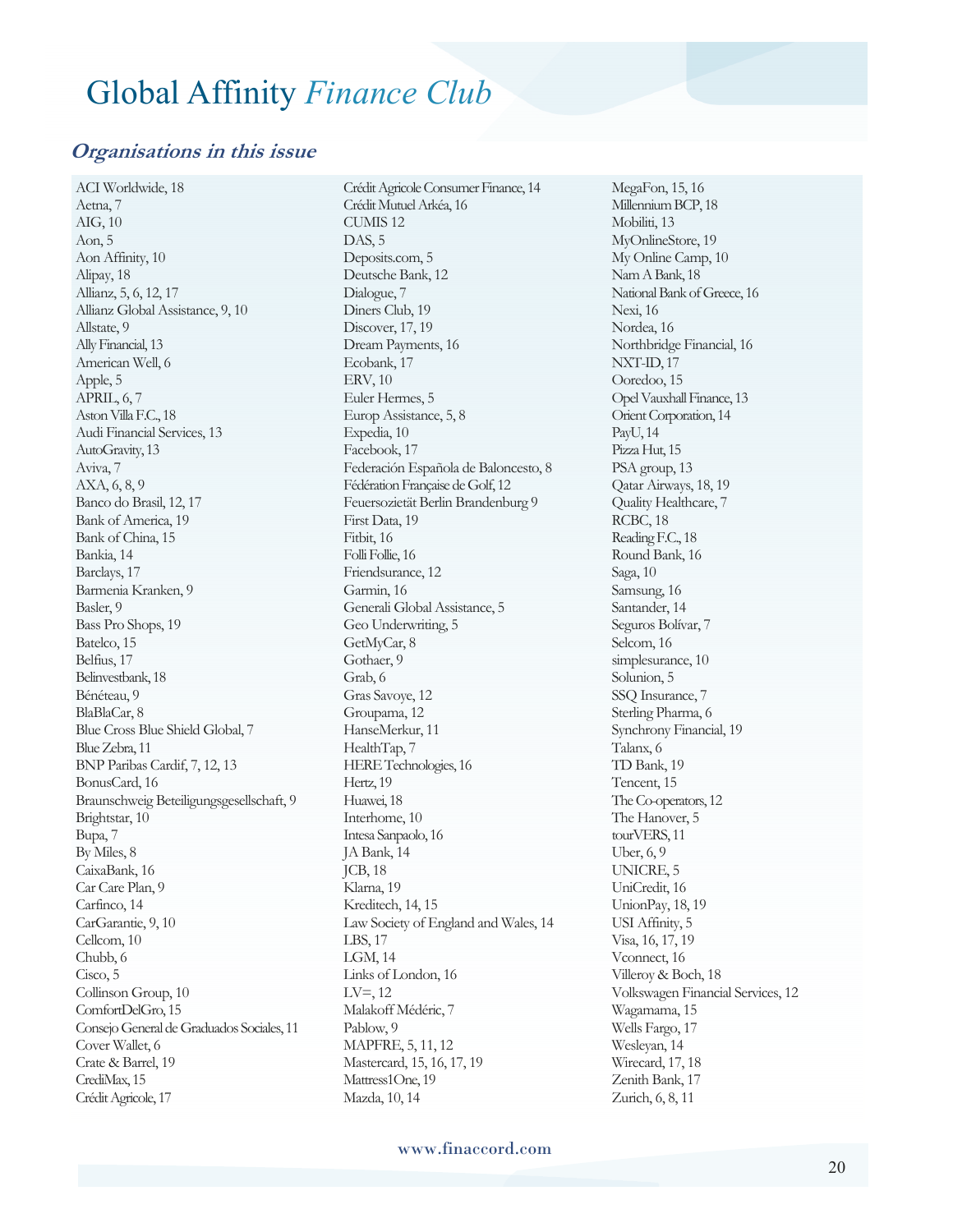# Global Affinity *Finance Club*

## *Organisations in this issue*

ACI Worldwide, 18
Aetna, 7
AIG, 10
Aon, 5
Aon Affinity, 10
Alipay, 18
Allianz, 5, 6, 12, 17
Allianz Global Assistance, 9, 10
Allstate, 9
Ally Financial, 13
American Well, 6
Apple, 5
APRIL, 6, 7
Aston Villa F.C., 18
Audi Financial Services, 13
AutoGravity, 13
Aviva, 7
AXA, 6, 8, 9
Banco do Brasil, 12, 17
Bank of America, 19
Bank of China, 15
Bankia, 14
Barclays, 17
Barmenia Kranken, 9
Basler, 9
Bass Pro Shops, 19
Batelco, 15
Belfius, 17
Belinvestbank, 18
Bénéteau, 9
BlaBlaCar, 8
Blue Cross Blue Shield Global, 7
Blue Zebra, 11
BNP Paribas Cardif, 7, 12, 13
BonusCard, 16
Braunschweig Beteiligungsgesellschaft, 9
Brightstar, 10
Bupa, 7
By Miles, 8
CaixaBank, 16
Car Care Plan, 9
Carfinco, 14
CarGarantie, 9, 10
Cellcom, 10
Chubb, 6
Cisco, 5
Collinson Group, 10
ComfortDelGro, 15
Consejo General de Graduados Sociales, 11
Cover Wallet, 6
Crate & Barrel, 19
CrediMax, 15
Crédit Agricole, 17
Crédit Agricole Consumer Finance, 14
Crédit Mutuel Arkéa, 16
CUMIS 12
DAS, 5
Deposits.com, 5
Deutsche Bank, 12
Dialogue, 7
Diners Club, 19
Discover, 17, 19
Dream Payments, 16
Ecobank, 17
ERV, 10
Euler Hermes, 5
Europ Assistance, 5, 8
Expedia, 10
Facebook, 17
Federación Española de Baloncesto, 8
Fédération Française de Golf, 12
Feuersozietät Berlin Brandenburg 9
First Data, 19
Fitbit, 16
Folli Follie, 16
Friendsurance, 12
Garmin, 16
Generali Global Assistance, 5
Geo Underwriting, 5
GetMyCar, 8
Gothaer, 9
Grab, 6
Gras Savoye, 12
Groupama, 12
HanseMerkur, 11
HealthTap, 7
HERE Technologies, 16
Hertz, 19
Huawei, 18
Interhome, 10
Intesa Sanpaolo, 16
JA Bank, 14
JCB, 18
Klarna, 19
Kreditech, 14, 15
Law Society of England and Wales, 14
LBS, 17
LGM, 14
Links of London, 16
LV=, 12
Malakoff Médéric, 7
Pablow, 9
MAPFRE, 5, 11, 12
Mastercard, 15, 16, 17, 19
Mattress1One, 19
Mazda, 10, 14
MegaFon, 15, 16
Millennium BCP, 18
Mobiliti, 13
MyOnlineStore, 19
My Online Camp, 10
Nam A Bank, 18
National Bank of Greece, 16
Nexi, 16
Nordea, 16
Northbridge Financial, 16
NXT-ID, 17
Ooredoo, 15
Opel Vauxhall Finance, 13
Orient Corporation, 14
PayU, 14
Pizza Hut, 15
PSA group, 13
Qatar Airways, 18, 19
Quality Healthcare, 7
RCBC, 18
Reading F.C., 18
Round Bank, 16
Saga, 10
Samsung, 16
Santander, 14
Seguros Bolívar, 7
Selcom, 16
simplesurance, 10
Solunion, 5
SSQ Insurance, 7
Sterling Pharma, 6
Synchrony Financial, 19
Talanx, 6
TD Bank, 19
Tencent, 15
The Co-operators, 12
The Hanover, 5
tourVERS, 11
Uber, 6, 9
UNICRE, 5
UniCredit, 16
UnionPay, 18, 19
USI Affinity, 5
Visa, 16, 17, 19
Vconnect, 16
Villeroy & Boch, 18
Volkswagen Financial Services, 12
Wagamama, 15
Wells Fargo, 17
Wesleyan, 14
Wirecard, 17, 18
Zenith Bank, 17
Zurich, 6, 8, 11

www.finaccord.com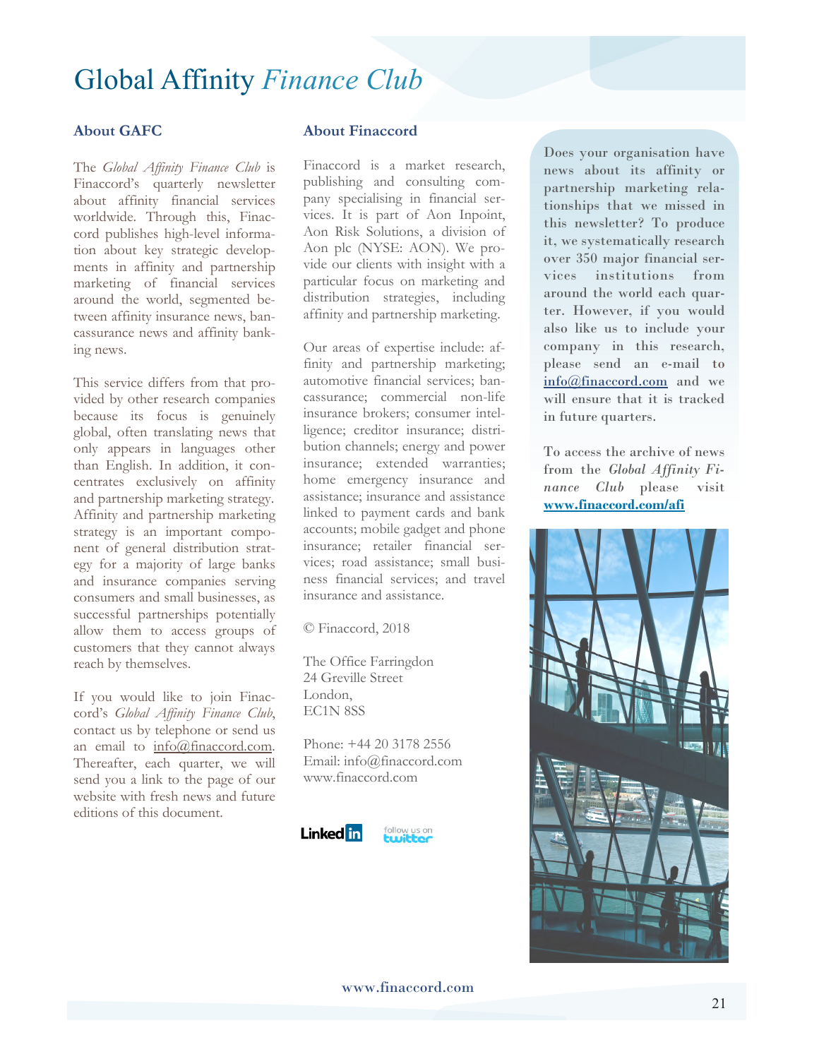# Global Affinity *Finance Club*

## About GAFC

The *Global Affinity Finance Club* is Finaccord's quarterly newsletter about affinity financial services worldwide. Through this, Finaccord publishes high-level information about key strategic developments in affinity and partnership marketing of financial services around the world, segmented between affinity insurance news, bancassurance news and affinity banking news.

This service differs from that provided by other research companies because its focus is genuinely global, often translating news that only appears in languages other than English. In addition, it concentrates exclusively on affinity and partnership marketing strategy. Affinity and partnership marketing strategy is an important component of general distribution strategy for a majority of large banks and insurance companies serving consumers and small businesses, as successful partnerships potentially allow them to access groups of customers that they cannot always reach by themselves.

If you would like to join Finaccord's *Global Affinity Finance Club*, contact us by telephone or send us an email to info@finaccord.com. Thereafter, each quarter, we will send you a link to the page of our website with fresh news and future editions of this document.

## About Finaccord

Finaccord is a market research, publishing and consulting company specialising in financial services. It is part of Aon Inpoint, Aon Risk Solutions, a division of Aon plc (NYSE: AON). We provide our clients with insight with a particular focus on marketing and distribution strategies, including affinity and partnership marketing.

Our areas of expertise include: affinity and partnership marketing; automotive financial services; bancassurance; commercial non-life insurance brokers; consumer intelligence; creditor insurance; distribution channels; energy and power insurance; extended warranties; home emergency insurance and assistance; insurance and assistance linked to payment cards and bank accounts; mobile gadget and phone insurance; retailer financial services; road assistance; small business financial services; and travel insurance and assistance.

© Finaccord, 2018

The Office Farringdon
24 Greville Street
London,
EC1N 8SS

Phone: +44 20 3178 2556
Email: info@finaccord.com
www.finaccord.com

LinkedIn | follow us on twitter

Does your organisation have news about its affinity or partnership marketing relationships that we missed in this newsletter? To produce it, we systematically research over 350 major financial services institutions from around the world each quarter. However, if you would also like us to include your company in this research, please send an e-mail to info@finaccord.com and we will ensure that it is tracked in future quarters.

To access the archive of news from the *Global Affinity Finance Club* please visit **www.finaccord.com/afi**